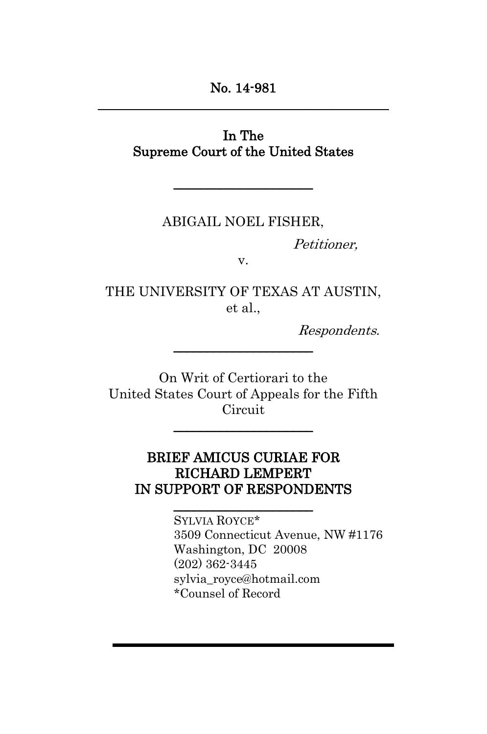No. 14-981

---

In The
Supreme Court of the United States

---

ABIGAIL NOEL FISHER,

*Petitioner,*

v.

THE UNIVERSITY OF TEXAS AT AUSTIN, et al.,

*Respondents.*

---

On Writ of Certiorari to the
United States Court of Appeals for the Fifth Circuit

---

**BRIEF AMICUS CURIAE FOR RICHARD LEMPERT IN SUPPORT OF RESPONDENTS**

---

SYLVIA ROYCE*
3509 Connecticut Avenue, NW #1176
Washington, DC 20008
(202) 362-3445
sylvia_royce@hotmail.com
*Counsel of Record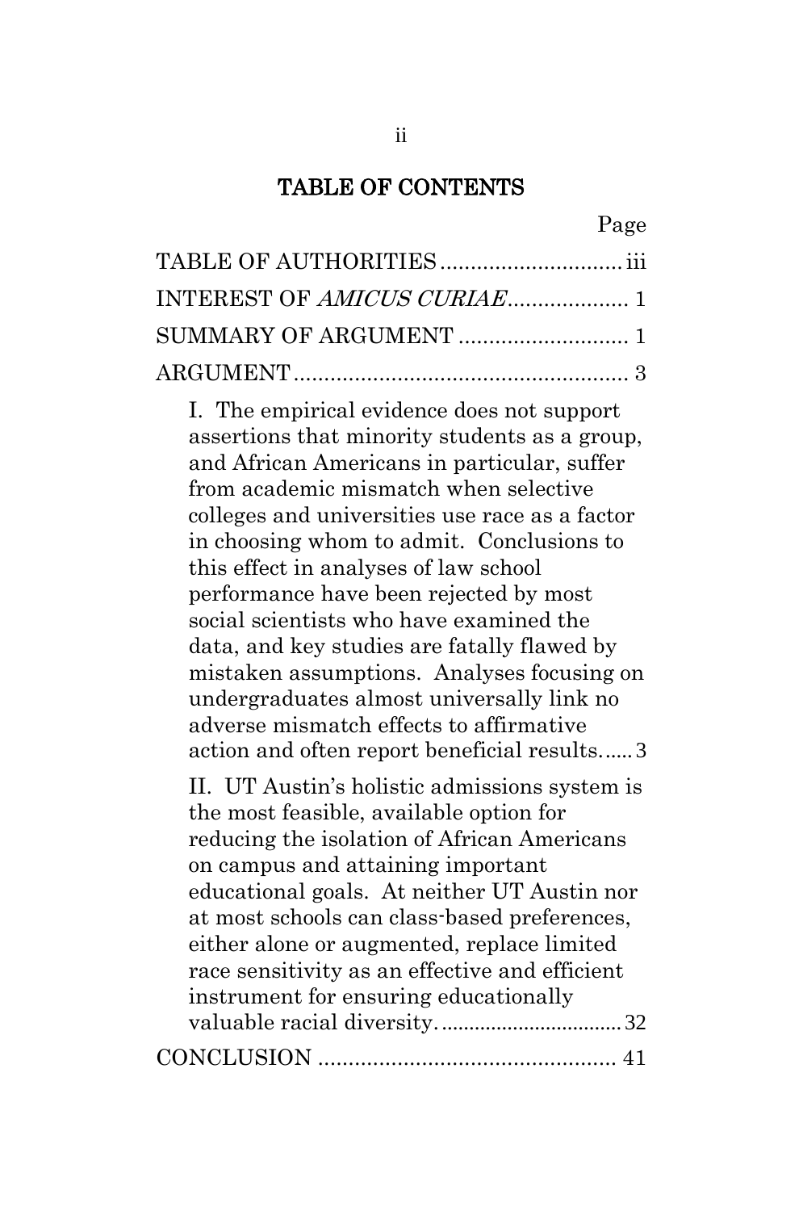# TABLE OF CONTENTS

| | Page |
|---|---|
| TABLE OF AUTHORITIES | iii |
| INTEREST OF *AMICUS CURIAE* | 1 |
| SUMMARY OF ARGUMENT | 1 |
| ARGUMENT | 3 |
| I. The empirical evidence does not support assertions that minority students as a group, and African Americans in particular, suffer from academic mismatch when selective colleges and universities use race as a factor in choosing whom to admit. Conclusions to this effect in analyses of law school performance have been rejected by most social scientists who have examined the data, and key studies are fatally flawed by mistaken assumptions. Analyses focusing on undergraduates almost universally link no adverse mismatch effects to affirmative action and often report beneficial results. | 3 |
| II. UT Austin's holistic admissions system is the most feasible, available option for reducing the isolation of African Americans on campus and attaining important educational goals. At neither UT Austin nor at most schools can class-based preferences, either alone or augmented, replace limited race sensitivity as an effective and efficient instrument for ensuring educationally valuable racial diversity. | 32 |
| CONCLUSION | 41 |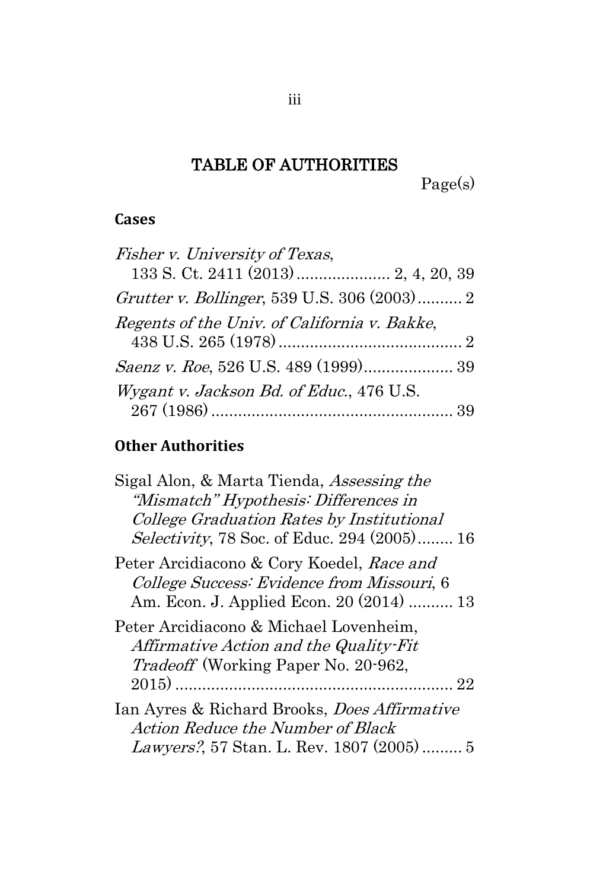# TABLE OF AUTHORITIES

Page(s)

## Cases

*Fisher v. University of Texas*, 133 S. Ct. 2411 (2013) .................... 2, 4, 20, 39

*Grutter v. Bollinger*, 539 U.S. 306 (2003) .......... 2

*Regents of the Univ. of California v. Bakke*, 438 U.S. 265 (1978) ......................................... 2

*Saenz v. Roe*, 526 U.S. 489 (1999) .................... 39

*Wygant v. Jackson Bd. of Educ.*, 476 U.S. 267 (1986) ...................................................... 39

## Other Authorities

Sigal Alon, & Marta Tienda, *Assessing the "Mismatch" Hypothesis: Differences in College Graduation Rates by Institutional Selectivity*, 78 Soc. of Educ. 294 (2005) ........ 16

Peter Arcidiacono & Cory Koedel, *Race and College Success: Evidence from Missouri*, 6 Am. Econ. J. Applied Econ. 20 (2014) .......... 13

Peter Arcidiacono & Michael Lovenheim, *Affirmative Action and the Quality-Fit Tradeoff* (Working Paper No. 20-962, 2015) .............................................................. 22

Ian Ayres & Richard Brooks, *Does Affirmative Action Reduce the Number of Black Lawyers?*, 57 Stan. L. Rev. 1807 (2005) ......... 5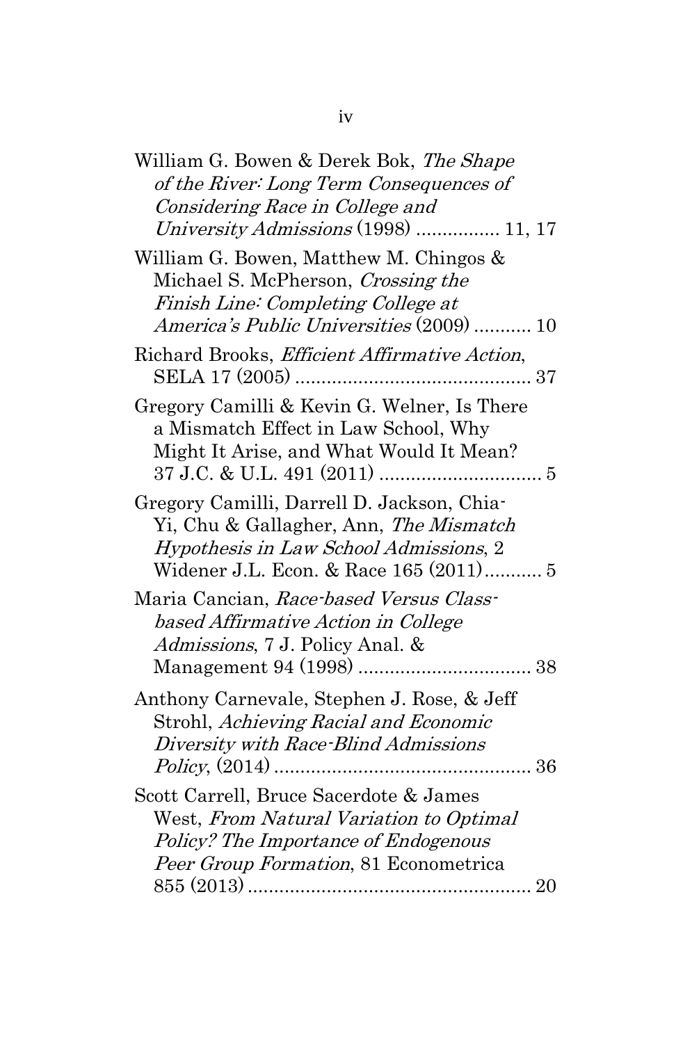William G. Bowen & Derek Bok, *The Shape of the River: Long Term Consequences of Considering Race in College and University Admissions* (1998) ................ 11, 17

William G. Bowen, Matthew M. Chingos & Michael S. McPherson, *Crossing the Finish Line: Completing College at America's Public Universities* (2009) ........... 10

Richard Brooks, *Efficient Affirmative Action*, SELA 17 (2005) ............................................. 37

Gregory Camilli & Kevin G. Welner, Is There a Mismatch Effect in Law School, Why Might It Arise, and What Would It Mean? 37 J.C. & U.L. 491 (2011) ............................... 5

Gregory Camilli, Darrell D. Jackson, Chia-Yi, Chu & Gallagher, Ann, *The Mismatch Hypothesis in Law School Admissions*, 2 Widener J.L. Econ. & Race 165 (2011)........... 5

Maria Cancian, *Race-based Versus Class-based Affirmative Action in College Admissions*, 7 J. Policy Anal. & Management 94 (1998) ................................. 38

Anthony Carnevale, Stephen J. Rose, & Jeff Strohl, *Achieving Racial and Economic Diversity with Race-Blind Admissions Policy*, (2014) ................................................. 36

Scott Carrell, Bruce Sacerdote & James West, *From Natural Variation to Optimal Policy? The Importance of Endogenous Peer Group Formation*, 81 Econometrica 855 (2013) ...................................................... 20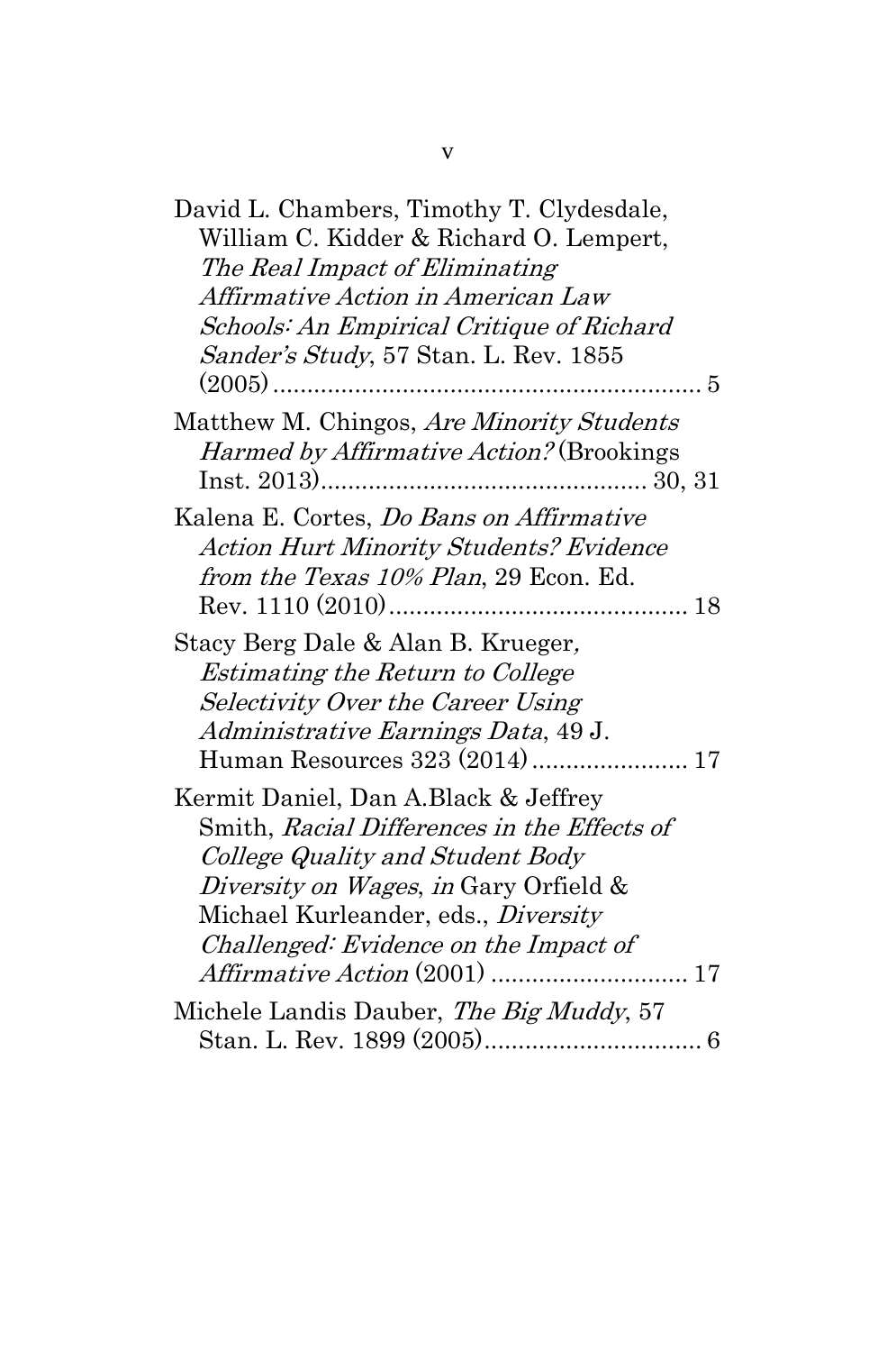David L. Chambers, Timothy T. Clydesdale, William C. Kidder & Richard O. Lempert, *The Real Impact of Eliminating Affirmative Action in American Law Schools: An Empirical Critique of Richard Sander's Study*, 57 Stan. L. Rev. 1855 (2005) .............................................................. 5

Matthew M. Chingos, *Are Minority Students Harmed by Affirmative Action?* (Brookings Inst. 2013) ............................................... 30, 31

Kalena E. Cortes, *Do Bans on Affirmative Action Hurt Minority Students? Evidence from the Texas 10% Plan*, 29 Econ. Ed. Rev. 1110 (2010) ........................................... 18

Stacy Berg Dale & Alan B. Krueger, *Estimating the Return to College Selectivity Over the Career Using Administrative Earnings Data*, 49 J. Human Resources 323 (2014) ....................... 17

Kermit Daniel, Dan A.Black & Jeffrey Smith, *Racial Differences in the Effects of College Quality and Student Body Diversity on Wages*, *in* Gary Orfield & Michael Kurleander, eds., *Diversity Challenged: Evidence on the Impact of Affirmative Action* (2001) ............................ 17

Michele Landis Dauber, *The Big Muddy*, 57 Stan. L. Rev. 1899 (2005) ................................ 6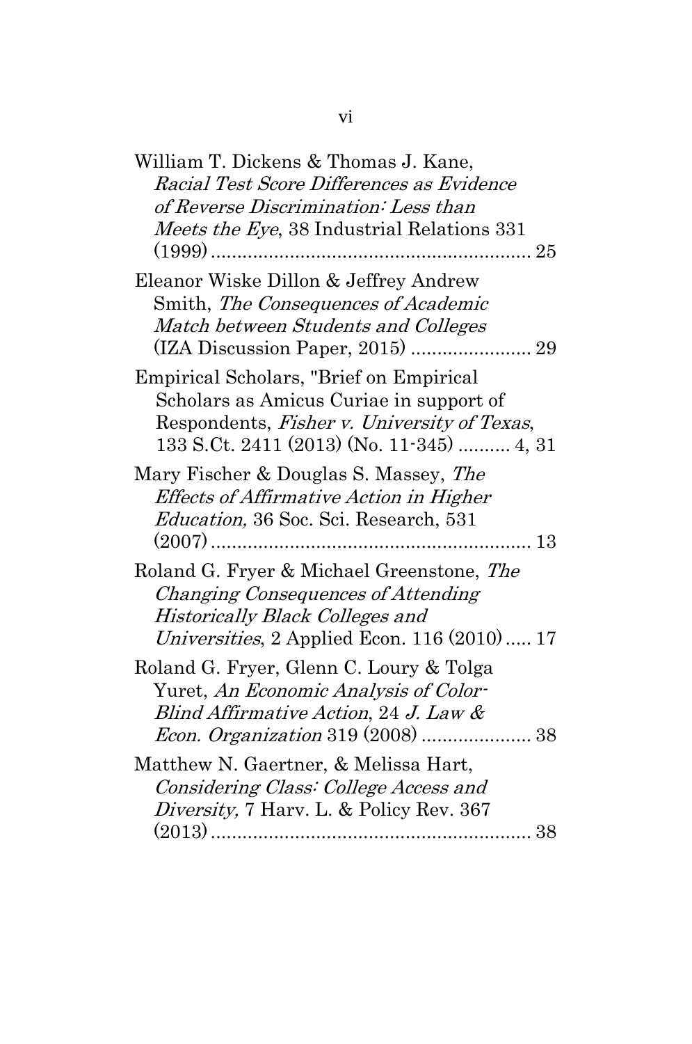William T. Dickens & Thomas J. Kane, *Racial Test Score Differences as Evidence of Reverse Discrimination: Less than Meets the Eye*, 38 Industrial Relations 331 (1999) ............................................................ 25

Eleanor Wiske Dillon & Jeffrey Andrew Smith, *The Consequences of Academic Match between Students and Colleges* (IZA Discussion Paper, 2015) ....................... 29

Empirical Scholars, "Brief on Empirical Scholars as Amicus Curiae in support of Respondents, *Fisher v. University of Texas*, 133 S.Ct. 2411 (2013) (No. 11-345) .......... 4, 31

Mary Fischer & Douglas S. Massey, *The Effects of Affirmative Action in Higher Education,* 36 Soc. Sci. Research, 531 (2007) ............................................................ 13

Roland G. Fryer & Michael Greenstone, *The Changing Consequences of Attending Historically Black Colleges and Universities*, 2 Applied Econ. 116 (2010) ..... 17

Roland G. Fryer, Glenn C. Loury & Tolga Yuret, *An Economic Analysis of Color-Blind Affirmative Action*, 24 *J. Law & Econ. Organization* 319 (2008) ..................... 38

Matthew N. Gaertner, & Melissa Hart, *Considering Class: College Access and Diversity,* 7 Harv. L. & Policy Rev. 367 (2013) ............................................................ 38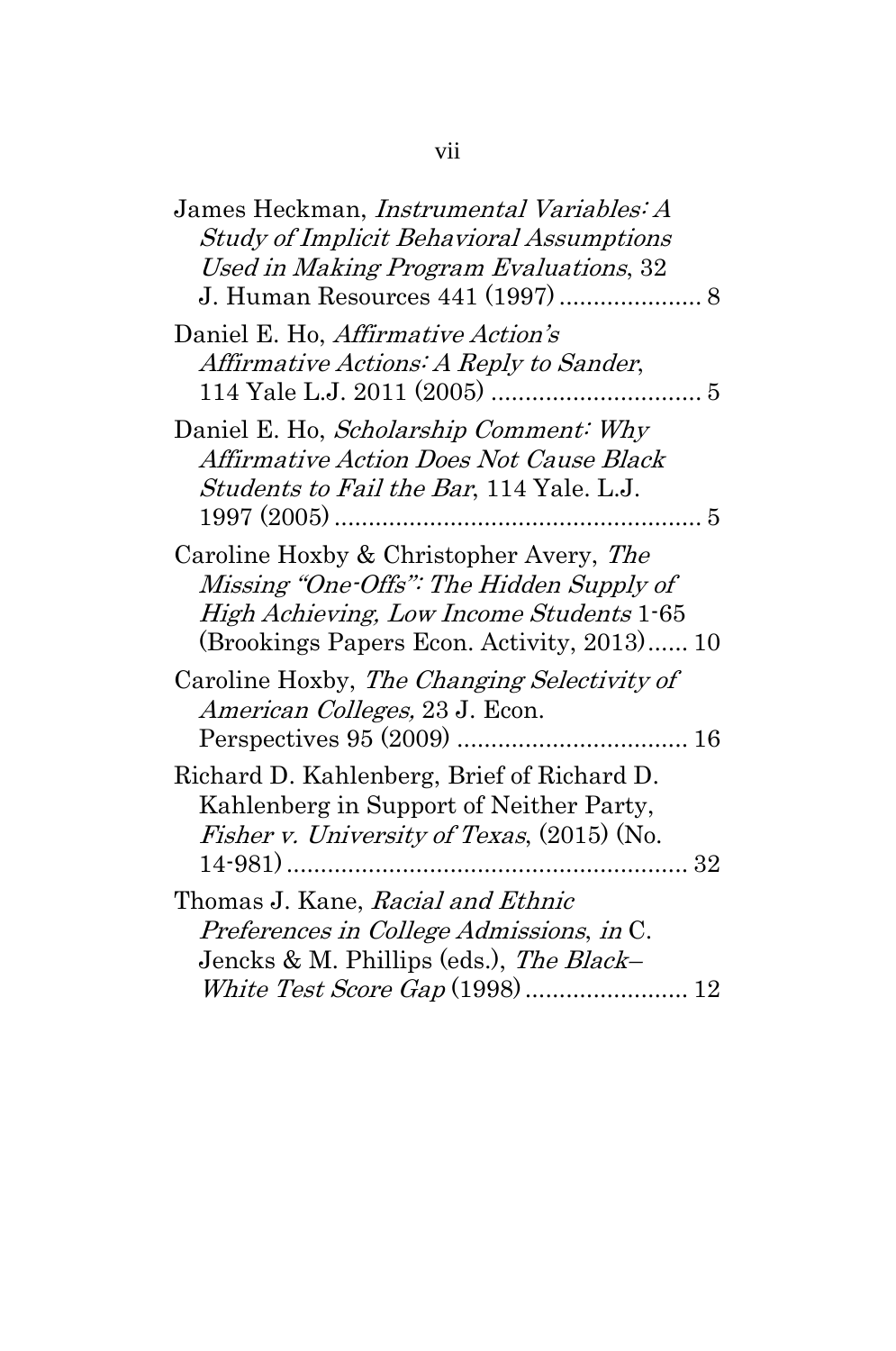James Heckman, *Instrumental Variables: A Study of Implicit Behavioral Assumptions Used in Making Program Evaluations*, 32 J. Human Resources 441 (1997) ..................... 8

Daniel E. Ho, *Affirmative Action's Affirmative Actions: A Reply to Sander*, 114 Yale L.J. 2011 (2005) ............................... 5

Daniel E. Ho, *Scholarship Comment: Why Affirmative Action Does Not Cause Black Students to Fail the Bar*, 114 Yale. L.J. 1997 (2005) ...................................................... 5

Caroline Hoxby & Christopher Avery, *The Missing "One-Offs": The Hidden Supply of High Achieving, Low Income Students* 1-65 (Brookings Papers Econ. Activity, 2013)...... 10

Caroline Hoxby, *The Changing Selectivity of American Colleges,* 23 J. Econ. Perspectives 95 (2009) .................................. 16

Richard D. Kahlenberg, Brief of Richard D. Kahlenberg in Support of Neither Party, *Fisher v. University of Texas*, (2015) (No. 14-981) ........................................................... 32

Thomas J. Kane, *Racial and Ethnic Preferences in College Admissions*, *in* C. Jencks & M. Phillips (eds.), *The Black–White Test Score Gap* (1998) ........................ 12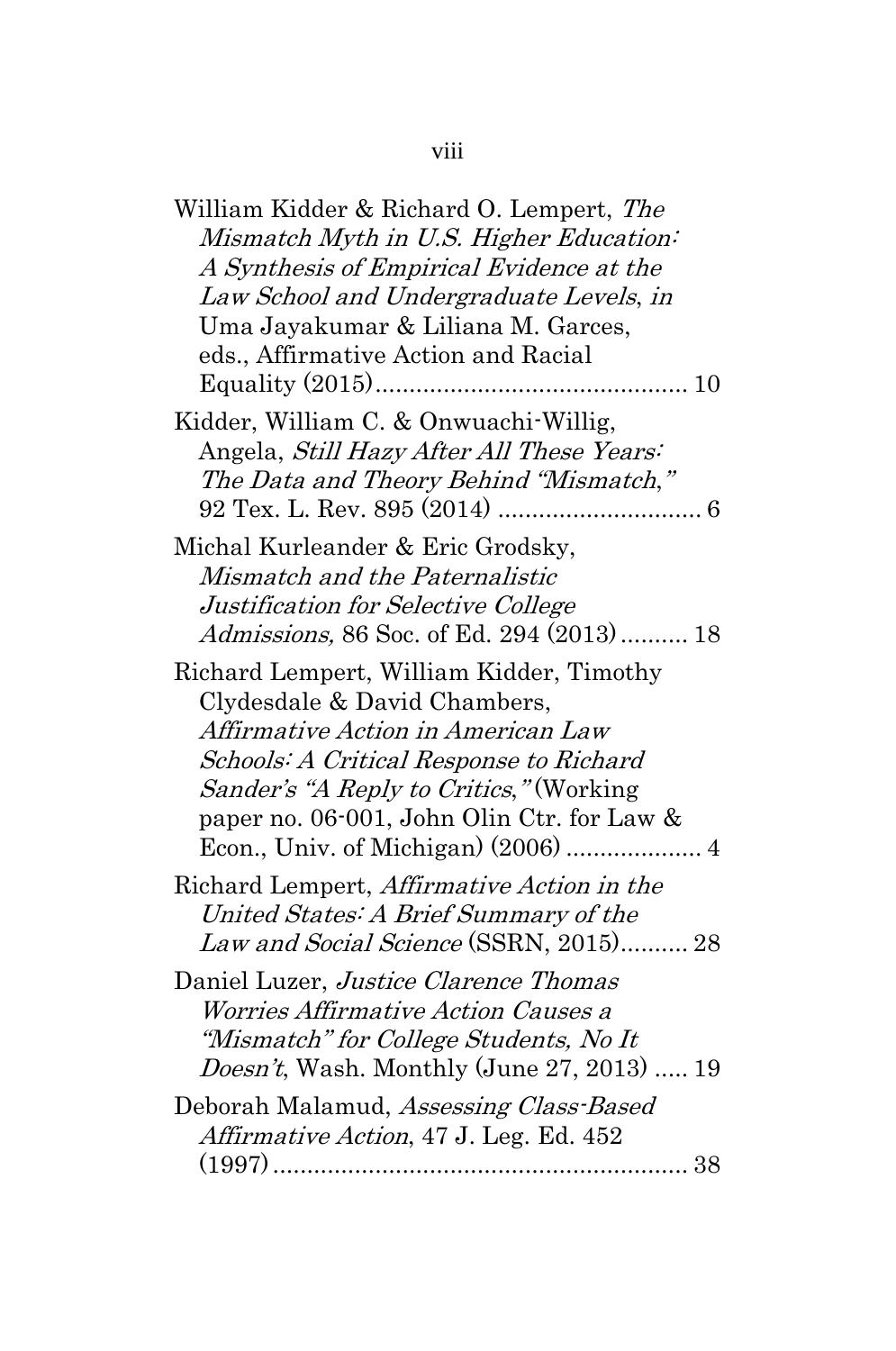William Kidder & Richard O. Lempert, *The Mismatch Myth in U.S. Higher Education: A Synthesis of Empirical Evidence at the Law School and Undergraduate Levels*, *in* Uma Jayakumar & Liliana M. Garces, eds., Affirmative Action and Racial Equality (2015)............................................ 10

Kidder, William C. & Onwuachi-Willig, Angela, *Still Hazy After All These Years: The Data and Theory Behind "Mismatch*," 92 Tex. L. Rev. 895 (2014) .............................. 6

Michal Kurleander & Eric Grodsky, *Mismatch and the Paternalistic Justification for Selective College Admissions,* 86 Soc. of Ed. 294 (2013).......... 18

Richard Lempert, William Kidder, Timothy Clydesdale & David Chambers, *Affirmative Action in American Law Schools: A Critical Response to Richard Sander's "A Reply to Critics*,*"* (Working paper no. 06-001, John Olin Ctr. for Law & Econ., Univ. of Michigan) (2006) .................... 4

Richard Lempert, *Affirmative Action in the United States: A Brief Summary of the Law and Social Science* (SSRN, 2015).......... 28

Daniel Luzer, *Justice Clarence Thomas Worries Affirmative Action Causes a "Mismatch" for College Students, No It Doesn't*, Wash. Monthly (June 27, 2013) ..... 19

Deborah Malamud, *Assessing Class-Based Affirmative Action*, 47 J. Leg. Ed. 452 (1997)............................................................ 38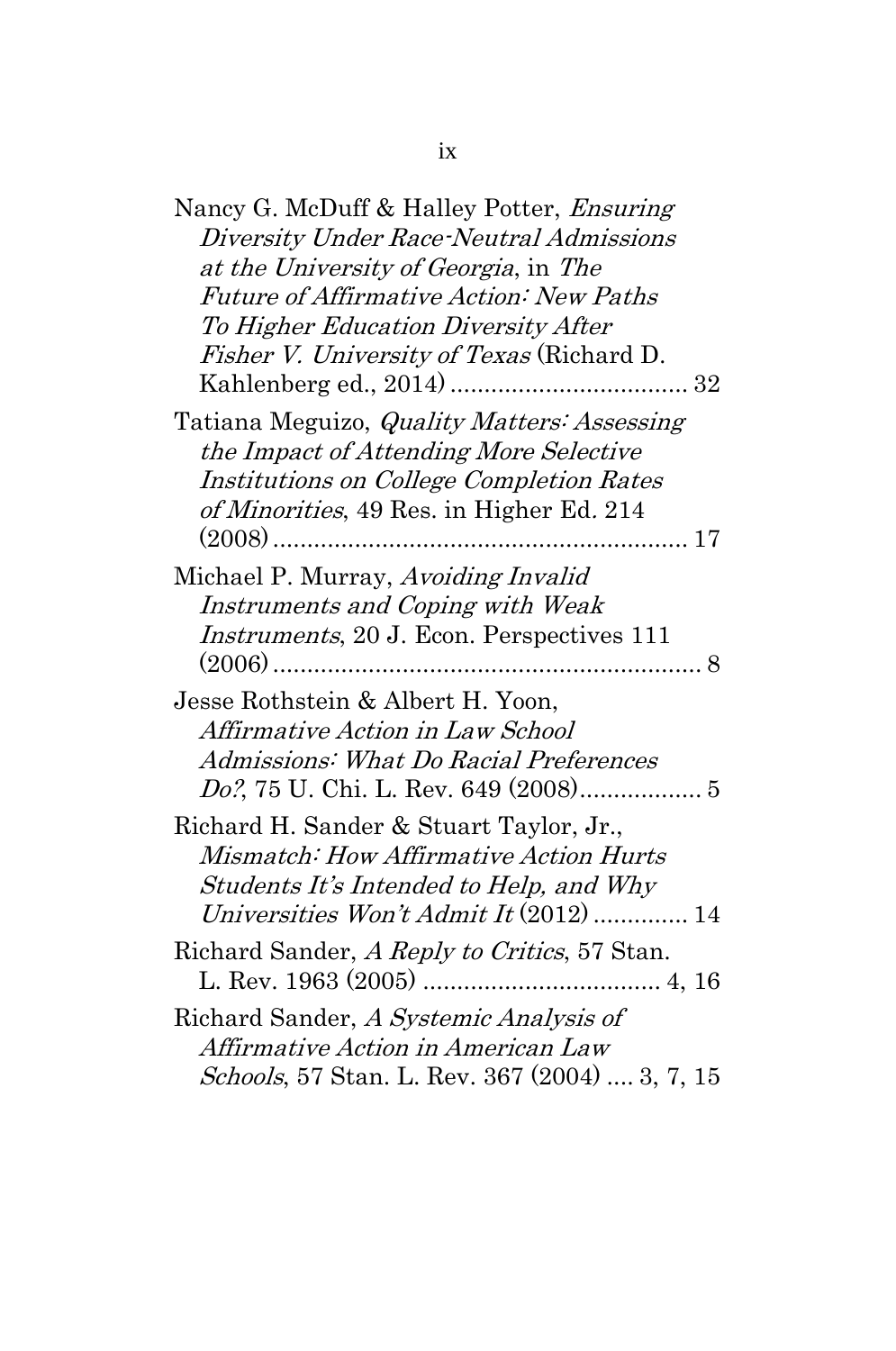Nancy G. McDuff & Halley Potter, *Ensuring Diversity Under Race-Neutral Admissions at the University of Georgia*, in *The Future of Affirmative Action: New Paths To Higher Education Diversity After Fisher V. University of Texas* (Richard D. Kahlenberg ed., 2014) .................................. 32

Tatiana Meguizo, *Quality Matters: Assessing the Impact of Attending More Selective Institutions on College Completion Rates of Minorities*, 49 Res. in Higher Ed. 214 (2008) ............................................................ 17

Michael P. Murray, *Avoiding Invalid Instruments and Coping with Weak Instruments*, 20 J. Econ. Perspectives 111 (2006) ............................................................... 8

Jesse Rothstein & Albert H. Yoon, *Affirmative Action in Law School Admissions: What Do Racial Preferences Do?*, 75 U. Chi. L. Rev. 649 (2008).................. 5

Richard H. Sander & Stuart Taylor, Jr., *Mismatch: How Affirmative Action Hurts Students It's Intended to Help, and Why Universities Won't Admit It* (2012) .............. 14

Richard Sander, *A Reply to Critics*, 57 Stan. L. Rev. 1963 (2005) .................................. 4, 16

Richard Sander, *A Systemic Analysis of Affirmative Action in American Law Schools*, 57 Stan. L. Rev. 367 (2004) .... 3, 7, 15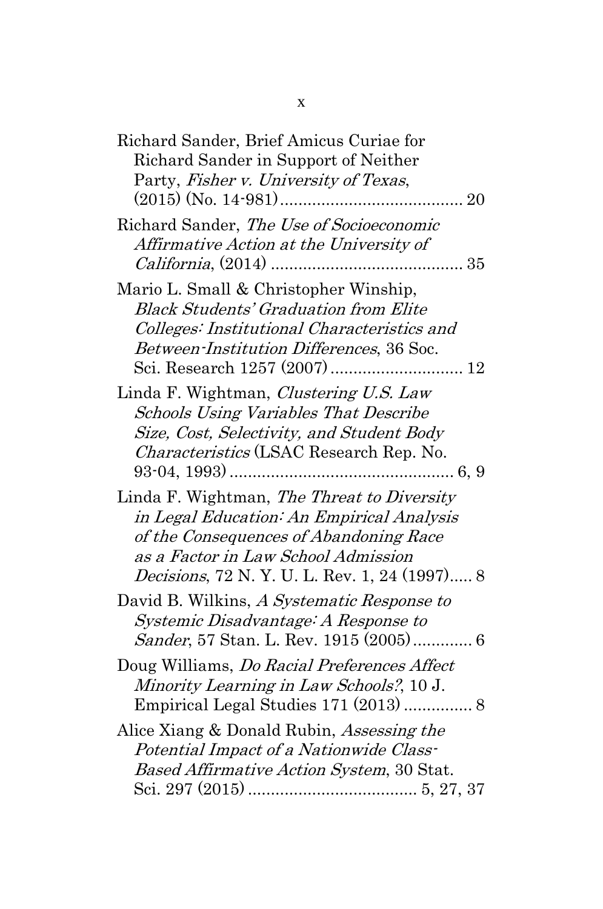Richard Sander, Brief Amicus Curiae for Richard Sander in Support of Neither Party, *Fisher v. University of Texas*, (2015) (No. 14-981)........................................ 20

Richard Sander, *The Use of Socioeconomic Affirmative Action at the University of California*, (2014) .......................................... 35

Mario L. Small & Christopher Winship, *Black Students' Graduation from Elite Colleges: Institutional Characteristics and Between-Institution Differences*, 36 Soc. Sci. Research 1257 (2007) ............................. 12

Linda F. Wightman, *Clustering U.S. Law Schools Using Variables That Describe Size, Cost, Selectivity, and Student Body Characteristics* (LSAC Research Rep. No. 93-04, 1993) ................................................ 6, 9

Linda F. Wightman, *The Threat to Diversity in Legal Education: An Empirical Analysis of the Consequences of Abandoning Race as a Factor in Law School Admission Decisions*, 72 N. Y. U. L. Rev. 1, 24 (1997)..... 8

David B. Wilkins, *A Systematic Response to Systemic Disadvantage: A Response to Sander*, 57 Stan. L. Rev. 1915 (2005)............. 6

Doug Williams, *Do Racial Preferences Affect Minority Learning in Law Schools?*, 10 J. Empirical Legal Studies 171 (2013) ............... 8

Alice Xiang & Donald Rubin, *Assessing the Potential Impact of a Nationwide Class-Based Affirmative Action System*, 30 Stat. Sci. 297 (2015) ..................................... 5, 27, 37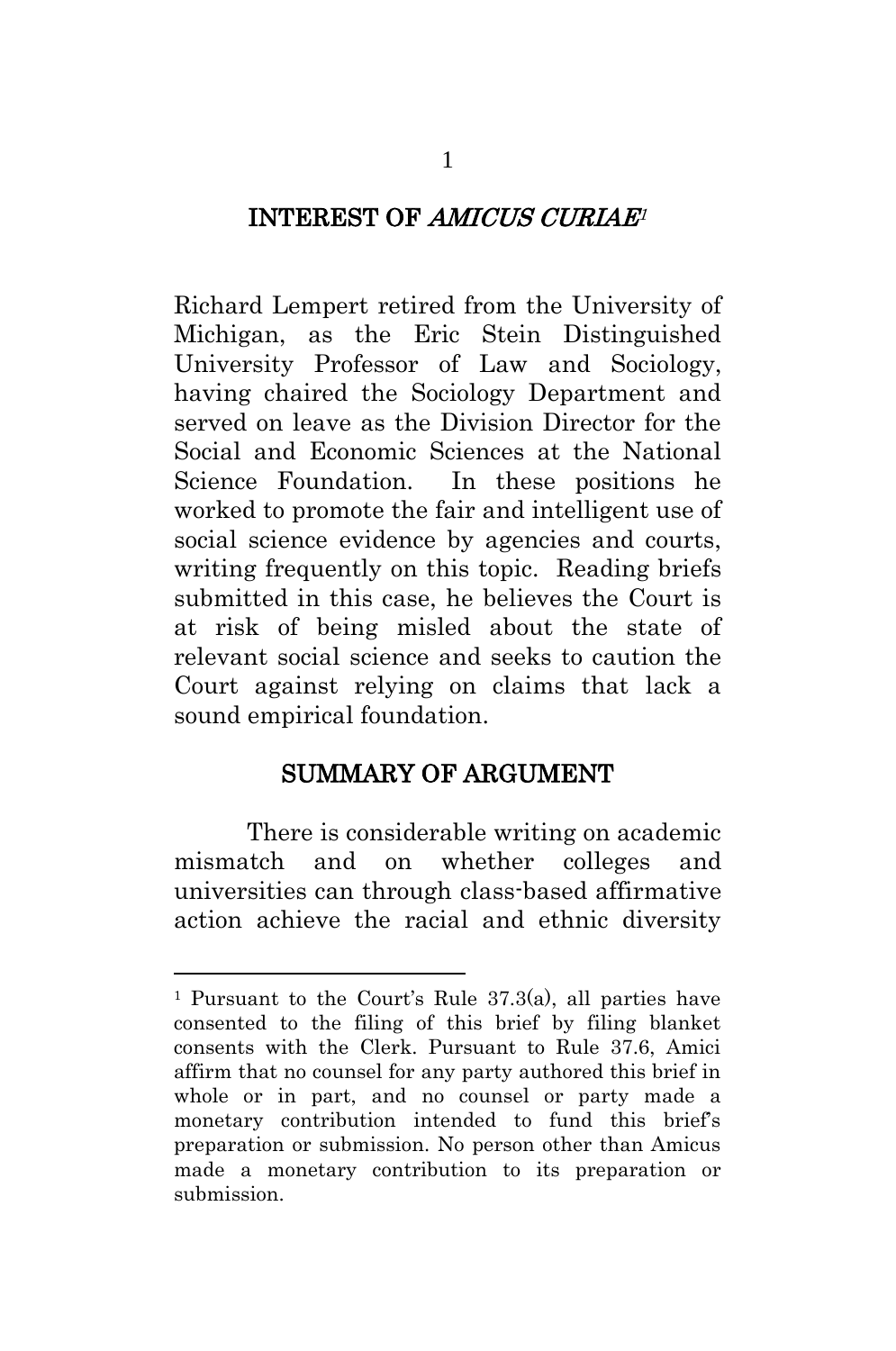## INTEREST OF *AMICUS CURIAE*[1]

Richard Lempert retired from the University of Michigan, as the Eric Stein Distinguished University Professor of Law and Sociology, having chaired the Sociology Department and served on leave as the Division Director for the Social and Economic Sciences at the National Science Foundation. In these positions he worked to promote the fair and intelligent use of social science evidence by agencies and courts, writing frequently on this topic. Reading briefs submitted in this case, he believes the Court is at risk of being misled about the state of relevant social science and seeks to caution the Court against relying on claims that lack a sound empirical foundation.

## SUMMARY OF ARGUMENT

There is considerable writing on academic mismatch and on whether colleges and universities can through class-based affirmative action achieve the racial and ethnic diversity

---

[1] Pursuant to the Court's Rule 37.3(a), all parties have consented to the filing of this brief by filing blanket consents with the Clerk. Pursuant to Rule 37.6, Amici affirm that no counsel for any party authored this brief in whole or in part, and no counsel or party made a monetary contribution intended to fund this brief's preparation or submission. No person other than Amicus made a monetary contribution to its preparation or submission.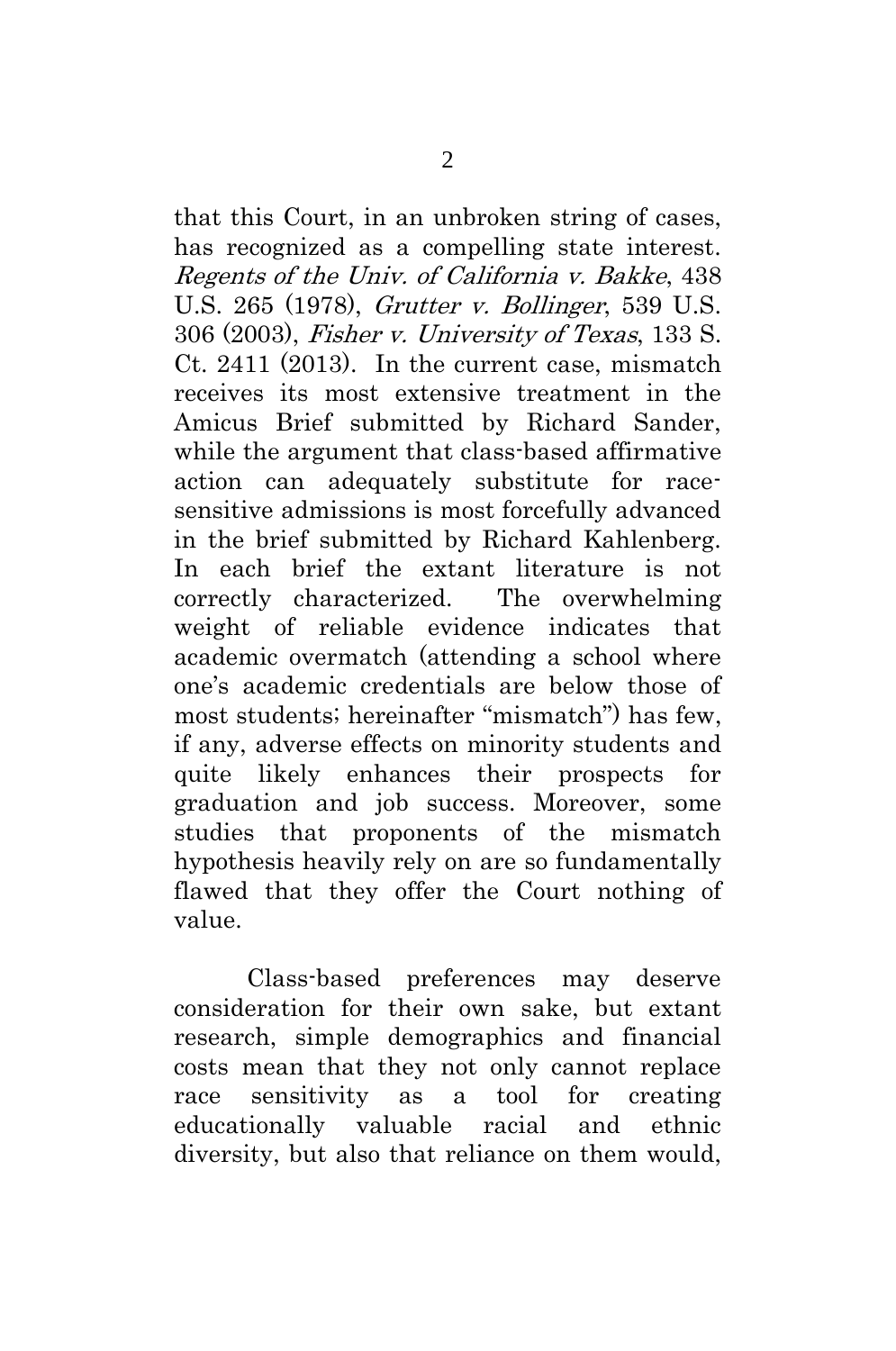that this Court, in an unbroken string of cases, has recognized as a compelling state interest. *Regents of the Univ. of California v. Bakke*, 438 U.S. 265 (1978), *Grutter v. Bollinger*, 539 U.S. 306 (2003), *Fisher v. University of Texas*, 133 S. Ct. 2411 (2013). In the current case, mismatch receives its most extensive treatment in the Amicus Brief submitted by Richard Sander, while the argument that class-based affirmative action can adequately substitute for race-sensitive admissions is most forcefully advanced in the brief submitted by Richard Kahlenberg. In each brief the extant literature is not correctly characterized. The overwhelming weight of reliable evidence indicates that academic overmatch (attending a school where one's academic credentials are below those of most students; hereinafter "mismatch") has few, if any, adverse effects on minority students and quite likely enhances their prospects for graduation and job success. Moreover, some studies that proponents of the mismatch hypothesis heavily rely on are so fundamentally flawed that they offer the Court nothing of value.

Class-based preferences may deserve consideration for their own sake, but extant research, simple demographics and financial costs mean that they not only cannot replace race sensitivity as a tool for creating educationally valuable racial and ethnic diversity, but also that reliance on them would,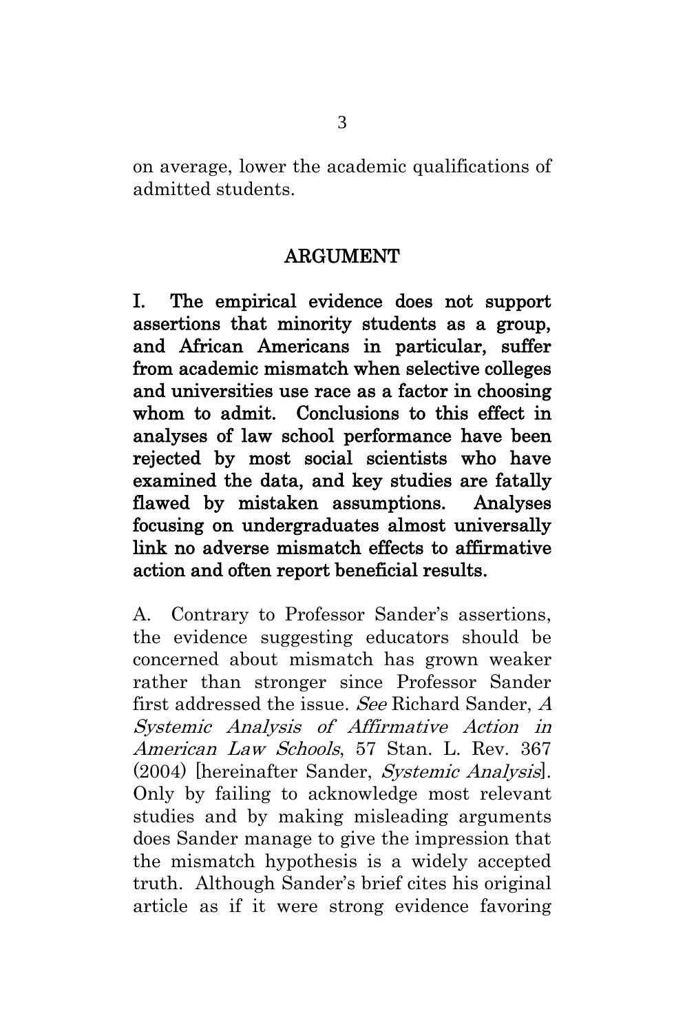on average, lower the academic qualifications of admitted students.

## ARGUMENT

### I. The empirical evidence does not support assertions that minority students as a group, and African Americans in particular, suffer from academic mismatch when selective colleges and universities use race as a factor in choosing whom to admit. Conclusions to this effect in analyses of law school performance have been rejected by most social scientists who have examined the data, and key studies are fatally flawed by mistaken assumptions. Analyses focusing on undergraduates almost universally link no adverse mismatch effects to affirmative action and often report beneficial results.

A. Contrary to Professor Sander's assertions, the evidence suggesting educators should be concerned about mismatch has grown weaker rather than stronger since Professor Sander first addressed the issue. *See* Richard Sander, *A Systemic Analysis of Affirmative Action in American Law Schools*, 57 Stan. L. Rev. 367 (2004) [hereinafter Sander, *Systemic Analysis*]. Only by failing to acknowledge most relevant studies and by making misleading arguments does Sander manage to give the impression that the mismatch hypothesis is a widely accepted truth. Although Sander's brief cites his original article as if it were strong evidence favoring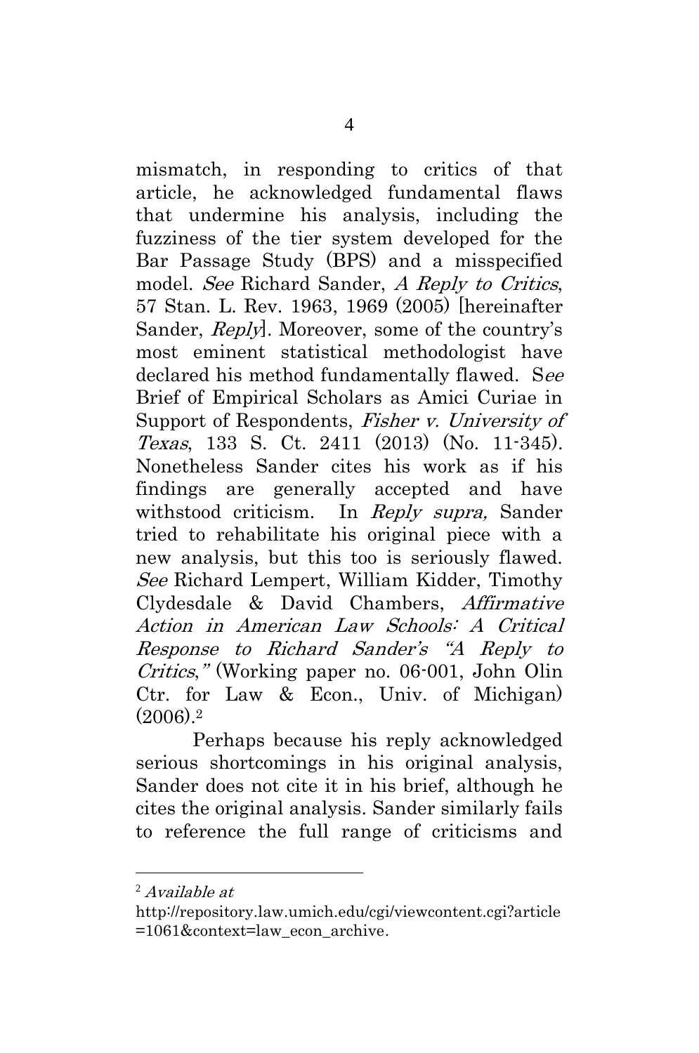mismatch, in responding to critics of that article, he acknowledged fundamental flaws that undermine his analysis, including the fuzziness of the tier system developed for the Bar Passage Study (BPS) and a misspecified model. *See* Richard Sander, *A Reply to Critics*, 57 Stan. L. Rev. 1963, 1969 (2005) [hereinafter Sander, *Reply*]. Moreover, some of the country's most eminent statistical methodologist have declared his method fundamentally flawed. S*ee* Brief of Empirical Scholars as Amici Curiae in Support of Respondents, *Fisher v. University of Texas*, 133 S. Ct. 2411 (2013) (No. 11-345). Nonetheless Sander cites his work as if his findings are generally accepted and have withstood criticism. In *Reply supra,* Sander tried to rehabilitate his original piece with a new analysis, but this too is seriously flawed. *See* Richard Lempert, William Kidder, Timothy Clydesdale & David Chambers, *Affirmative Action in American Law Schools: A Critical Response to Richard Sander's "A Reply to Critics,"* (Working paper no. 06-001, John Olin Ctr. for Law & Econ., Univ. of Michigan) (2006).[2]

Perhaps because his reply acknowledged serious shortcomings in his original analysis, Sander does not cite it in his brief, although he cites the original analysis. Sander similarly fails to reference the full range of criticisms and

---

[2] *Available at* http://repository.law.umich.edu/cgi/viewcontent.cgi?article=1061&context=law_econ_archive.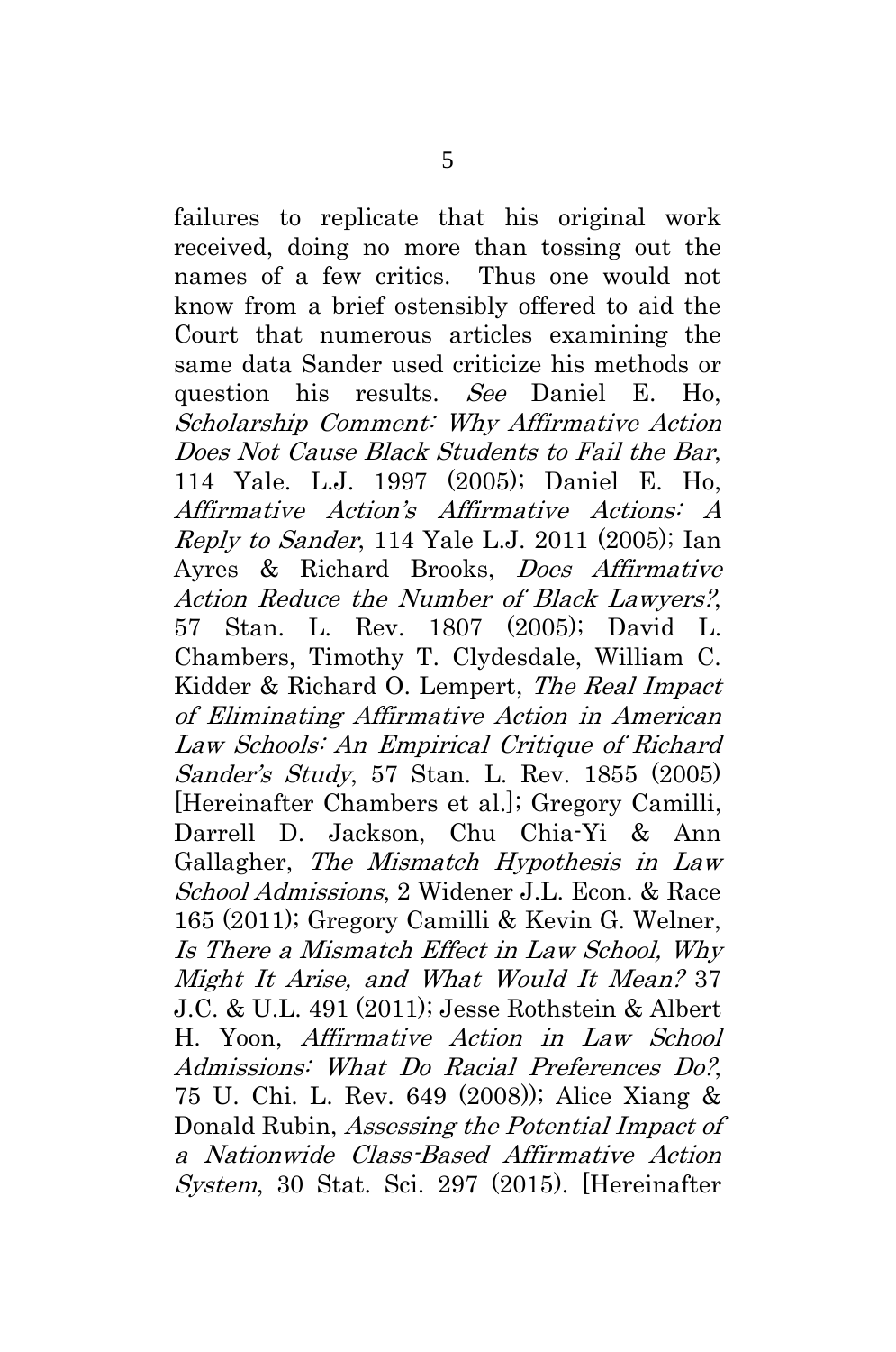failures to replicate that his original work received, doing no more than tossing out the names of a few critics. Thus one would not know from a brief ostensibly offered to aid the Court that numerous articles examining the same data Sander used criticize his methods or question his results. *See* Daniel E. Ho, *Scholarship Comment: Why Affirmative Action Does Not Cause Black Students to Fail the Bar*, 114 Yale. L.J. 1997 (2005); Daniel E. Ho, *Affirmative Action's Affirmative Actions: A Reply to Sander*, 114 Yale L.J. 2011 (2005); Ian Ayres & Richard Brooks, *Does Affirmative Action Reduce the Number of Black Lawyers?*, 57 Stan. L. Rev. 1807 (2005); David L. Chambers, Timothy T. Clydesdale, William C. Kidder & Richard O. Lempert, *The Real Impact of Eliminating Affirmative Action in American Law Schools: An Empirical Critique of Richard Sander's Study*, 57 Stan. L. Rev. 1855 (2005) [Hereinafter Chambers et al.]; Gregory Camilli, Darrell D. Jackson, Chu Chia-Yi & Ann Gallagher, *The Mismatch Hypothesis in Law School Admissions*, 2 Widener J.L. Econ. & Race 165 (2011); Gregory Camilli & Kevin G. Welner, *Is There a Mismatch Effect in Law School, Why Might It Arise, and What Would It Mean?* 37 J.C. & U.L. 491 (2011); Jesse Rothstein & Albert H. Yoon, *Affirmative Action in Law School Admissions: What Do Racial Preferences Do?*, 75 U. Chi. L. Rev. 649 (2008)); Alice Xiang & Donald Rubin, *Assessing the Potential Impact of a Nationwide Class-Based Affirmative Action System*, 30 Stat. Sci. 297 (2015). [Hereinafter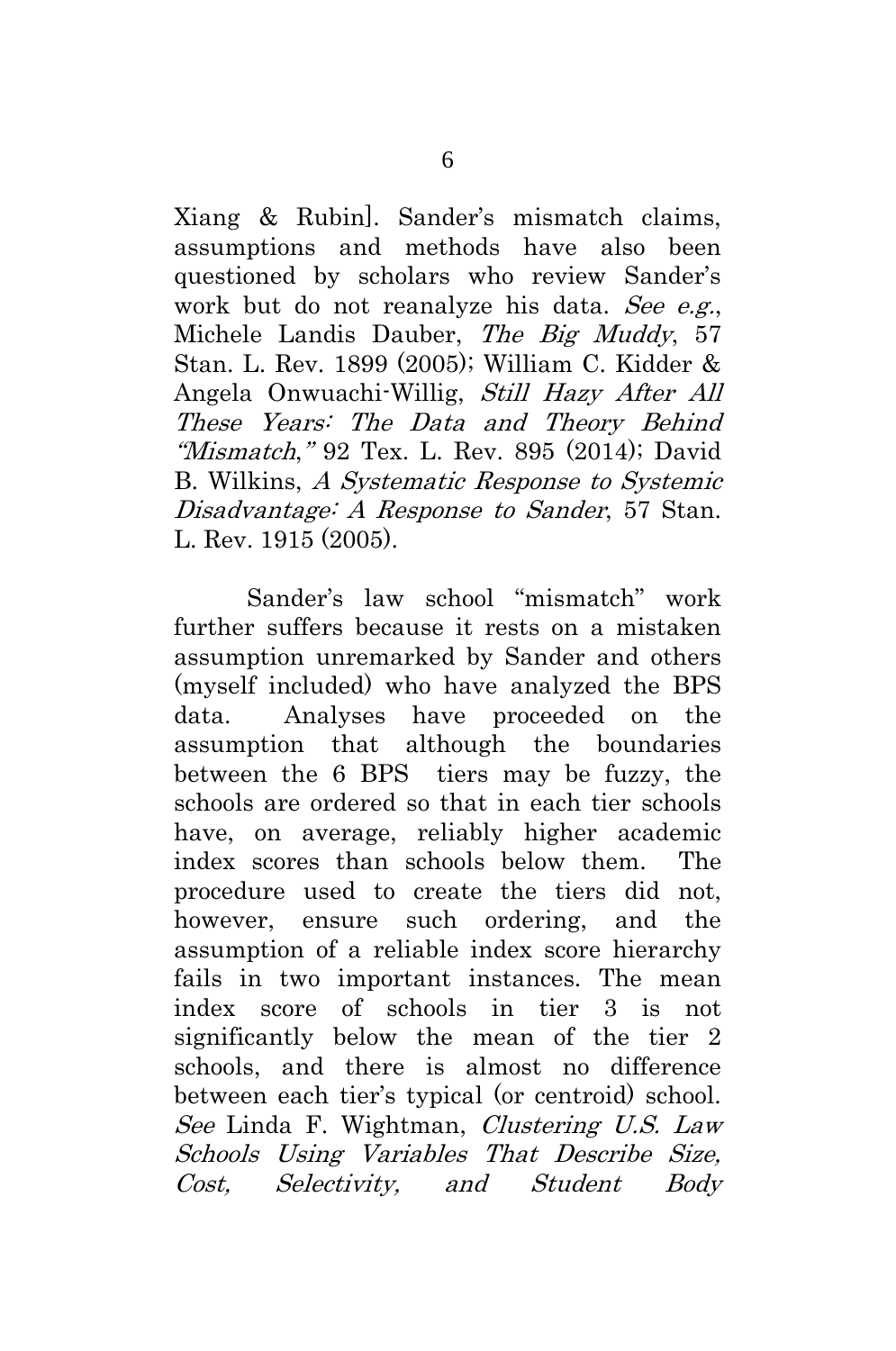Xiang & Rubin]. Sander's mismatch claims, assumptions and methods have also been questioned by scholars who review Sander's work but do not reanalyze his data. *See e.g.*, Michele Landis Dauber, *The Big Muddy*, 57 Stan. L. Rev. 1899 (2005); William C. Kidder & Angela Onwuachi-Willig, *Still Hazy After All These Years: The Data and Theory Behind "Mismatch,"* 92 Tex. L. Rev. 895 (2014); David B. Wilkins, *A Systematic Response to Systemic Disadvantage: A Response to Sander*, 57 Stan. L. Rev. 1915 (2005).

Sander's law school "mismatch" work further suffers because it rests on a mistaken assumption unremarked by Sander and others (myself included) who have analyzed the BPS data. Analyses have proceeded on the assumption that although the boundaries between the 6 BPS tiers may be fuzzy, the schools are ordered so that in each tier schools have, on average, reliably higher academic index scores than schools below them. The procedure used to create the tiers did not, however, ensure such ordering, and the assumption of a reliable index score hierarchy fails in two important instances. The mean index score of schools in tier 3 is not significantly below the mean of the tier 2 schools, and there is almost no difference between each tier's typical (or centroid) school. *See* Linda F. Wightman, *Clustering U.S. Law Schools Using Variables That Describe Size, Cost, Selectivity, and Student Body*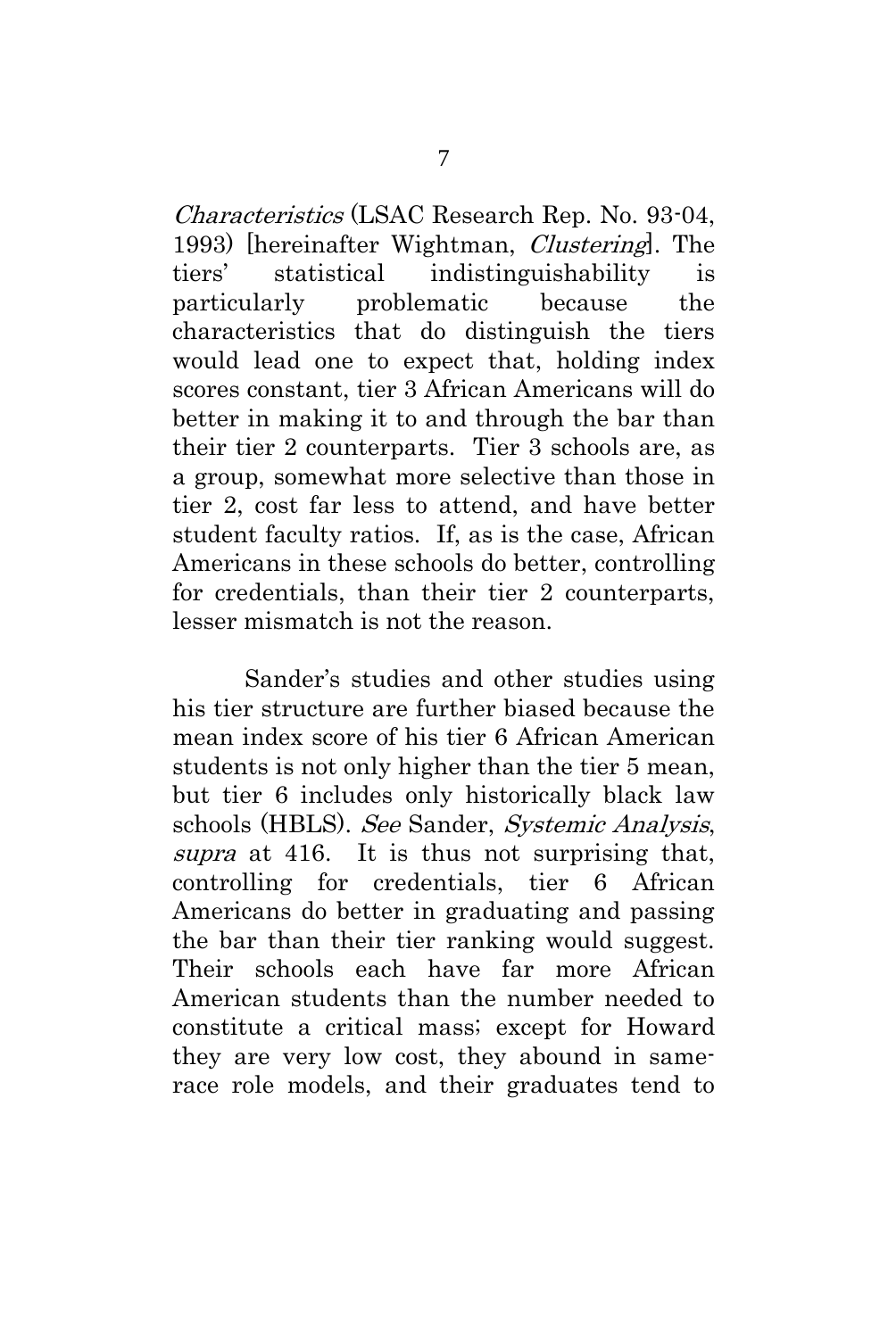*Characteristics* (LSAC Research Rep. No. 93-04, 1993) [hereinafter Wightman, *Clustering*]. The tiers' statistical indistinguishability is particularly problematic because the characteristics that do distinguish the tiers would lead one to expect that, holding index scores constant, tier 3 African Americans will do better in making it to and through the bar than their tier 2 counterparts. Tier 3 schools are, as a group, somewhat more selective than those in tier 2, cost far less to attend, and have better student faculty ratios. If, as is the case, African Americans in these schools do better, controlling for credentials, than their tier 2 counterparts, lesser mismatch is not the reason.

Sander's studies and other studies using his tier structure are further biased because the mean index score of his tier 6 African American students is not only higher than the tier 5 mean, but tier 6 includes only historically black law schools (HBLS). *See* Sander, *Systemic Analysis*, *supra* at 416. It is thus not surprising that, controlling for credentials, tier 6 African Americans do better in graduating and passing the bar than their tier ranking would suggest. Their schools each have far more African American students than the number needed to constitute a critical mass; except for Howard they are very low cost, they abound in same-race role models, and their graduates tend to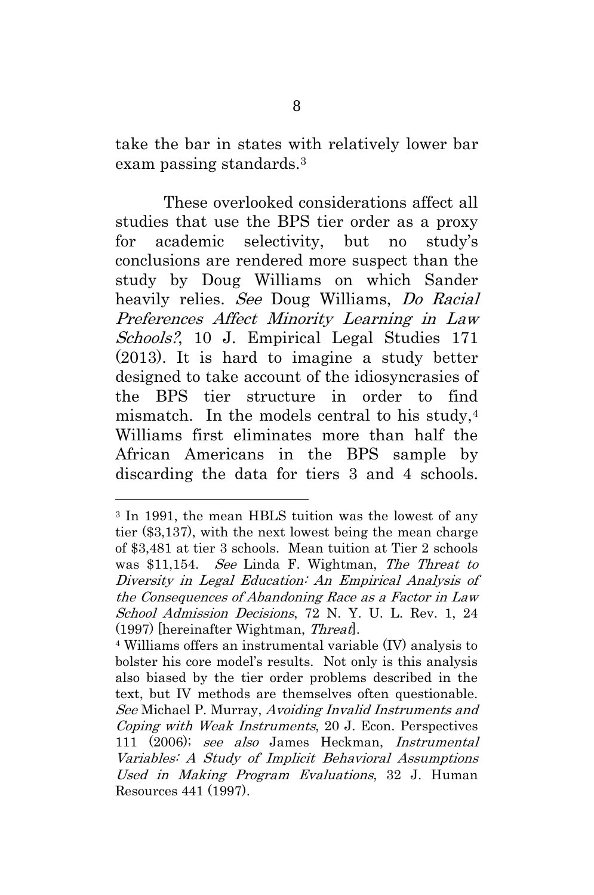take the bar in states with relatively lower bar exam passing standards.[3]

These overlooked considerations affect all studies that use the BPS tier order as a proxy for academic selectivity, but no study's conclusions are rendered more suspect than the study by Doug Williams on which Sander heavily relies. *See* Doug Williams, *Do Racial Preferences Affect Minority Learning in Law Schools?*, 10 J. Empirical Legal Studies 171 (2013). It is hard to imagine a study better designed to take account of the idiosyncrasies of the BPS tier structure in order to find mismatch. In the models central to his study,[4] Williams first eliminates more than half the African Americans in the BPS sample by discarding the data for tiers 3 and 4 schools.

---

[3] In 1991, the mean HBLS tuition was the lowest of any tier ($3,137), with the next lowest being the mean charge of $3,481 at tier 3 schools. Mean tuition at Tier 2 schools was $11,154. *See* Linda F. Wightman, *The Threat to Diversity in Legal Education: An Empirical Analysis of the Consequences of Abandoning Race as a Factor in Law School Admission Decisions*, 72 N. Y. U. L. Rev. 1, 24 (1997) [hereinafter Wightman, *Threat*].

[4] Williams offers an instrumental variable (IV) analysis to bolster his core model's results. Not only is this analysis also biased by the tier order problems described in the text, but IV methods are themselves often questionable. *See* Michael P. Murray, *Avoiding Invalid Instruments and Coping with Weak Instruments*, 20 J. Econ. Perspectives 111 (2006); *see also* James Heckman, *Instrumental Variables: A Study of Implicit Behavioral Assumptions Used in Making Program Evaluations*, 32 J. Human Resources 441 (1997).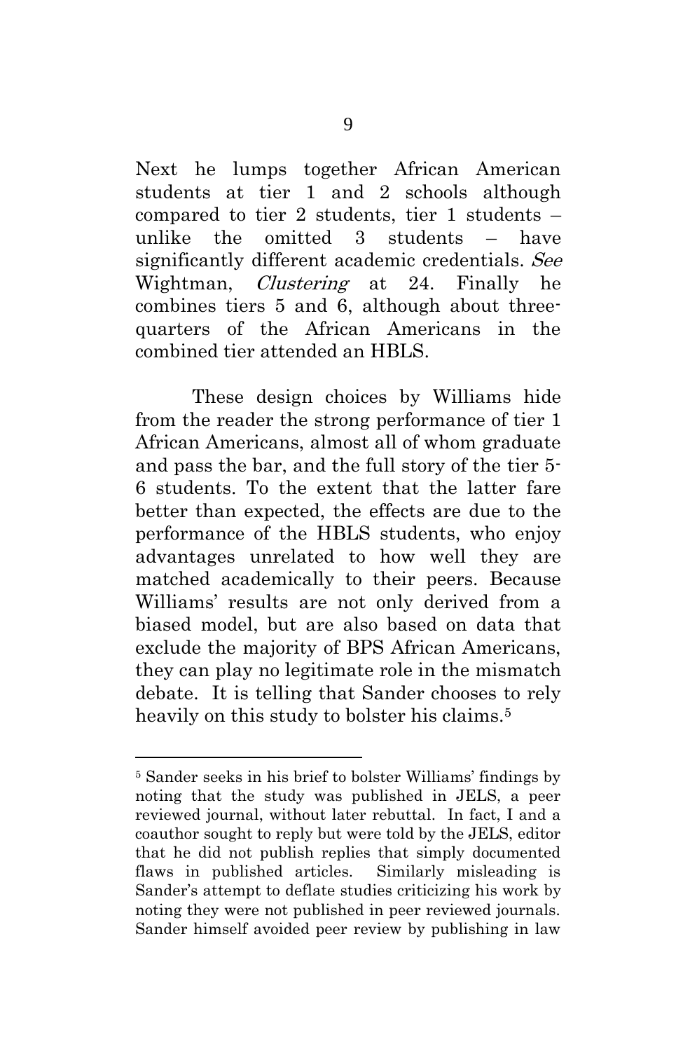Next he lumps together African American students at tier 1 and 2 schools although compared to tier 2 students, tier 1 students – unlike the omitted 3 students – have significantly different academic credentials. *See* Wightman, *Clustering* at 24. Finally he combines tiers 5 and 6, although about three-quarters of the African Americans in the combined tier attended an HBLS.

These design choices by Williams hide from the reader the strong performance of tier 1 African Americans, almost all of whom graduate and pass the bar, and the full story of the tier 5-6 students. To the extent that the latter fare better than expected, the effects are due to the performance of the HBLS students, who enjoy advantages unrelated to how well they are matched academically to their peers. Because Williams' results are not only derived from a biased model, but are also based on data that exclude the majority of BPS African Americans, they can play no legitimate role in the mismatch debate. It is telling that Sander chooses to rely heavily on this study to bolster his claims.[5]

---

[5] Sander seeks in his brief to bolster Williams' findings by noting that the study was published in JELS, a peer reviewed journal, without later rebuttal. In fact, I and a coauthor sought to reply but were told by the JELS, editor that he did not publish replies that simply documented flaws in published articles. Similarly misleading is Sander's attempt to deflate studies criticizing his work by noting they were not published in peer reviewed journals. Sander himself avoided peer review by publishing in law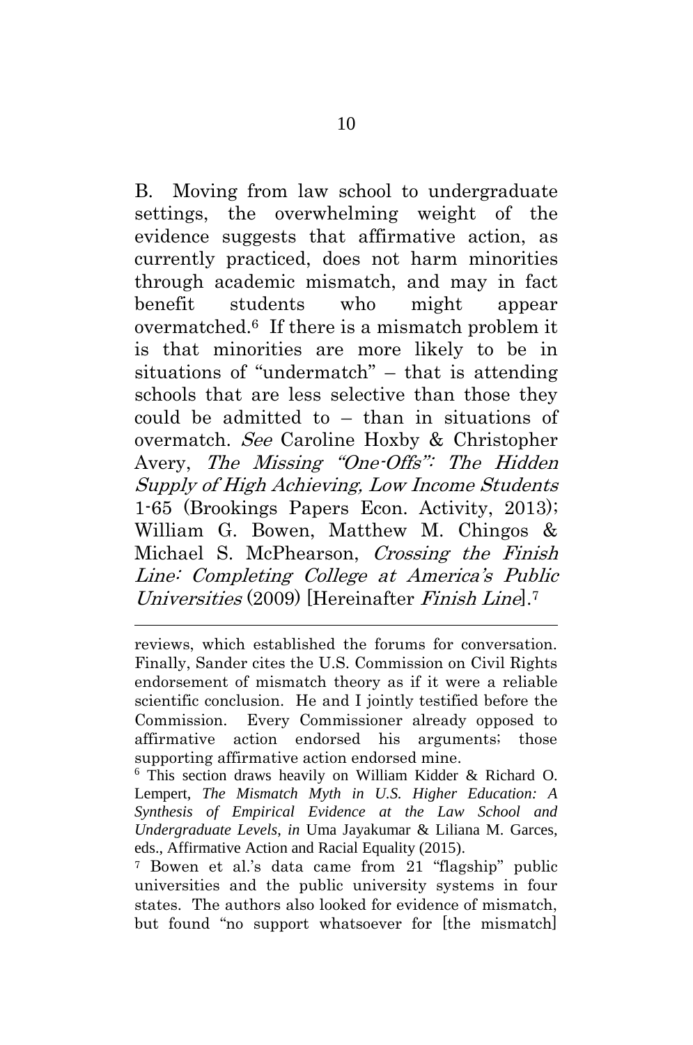B. Moving from law school to undergraduate settings, the overwhelming weight of the evidence suggests that affirmative action, as currently practiced, does not harm minorities through academic mismatch, and may in fact benefit students who might appear overmatched.[6] If there is a mismatch problem it is that minorities are more likely to be in situations of "undermatch" – that is attending schools that are less selective than those they could be admitted to – than in situations of overmatch. *See* Caroline Hoxby & Christopher Avery, *The Missing "One-Offs": The Hidden Supply of High Achieving, Low Income Students* 1-65 (Brookings Papers Econ. Activity, 2013); William G. Bowen, Matthew M. Chingos & Michael S. McPhearson, *Crossing the Finish Line: Completing College at America's Public Universities* (2009) [Hereinafter *Finish Line*].[7]

---

reviews, which established the forums for conversation. Finally, Sander cites the U.S. Commission on Civil Rights endorsement of mismatch theory as if it were a reliable scientific conclusion. He and I jointly testified before the Commission. Every Commissioner already opposed to affirmative action endorsed his arguments; those supporting affirmative action endorsed mine.

[6] This section draws heavily on William Kidder & Richard O. Lempert, *The Mismatch Myth in U.S. Higher Education: A Synthesis of Empirical Evidence at the Law School and Undergraduate Levels*, *in* Uma Jayakumar & Liliana M. Garces, eds., Affirmative Action and Racial Equality (2015).

[7] Bowen et al.'s data came from 21 "flagship" public universities and the public university systems in four states. The authors also looked for evidence of mismatch, but found "no support whatsoever for [the mismatch]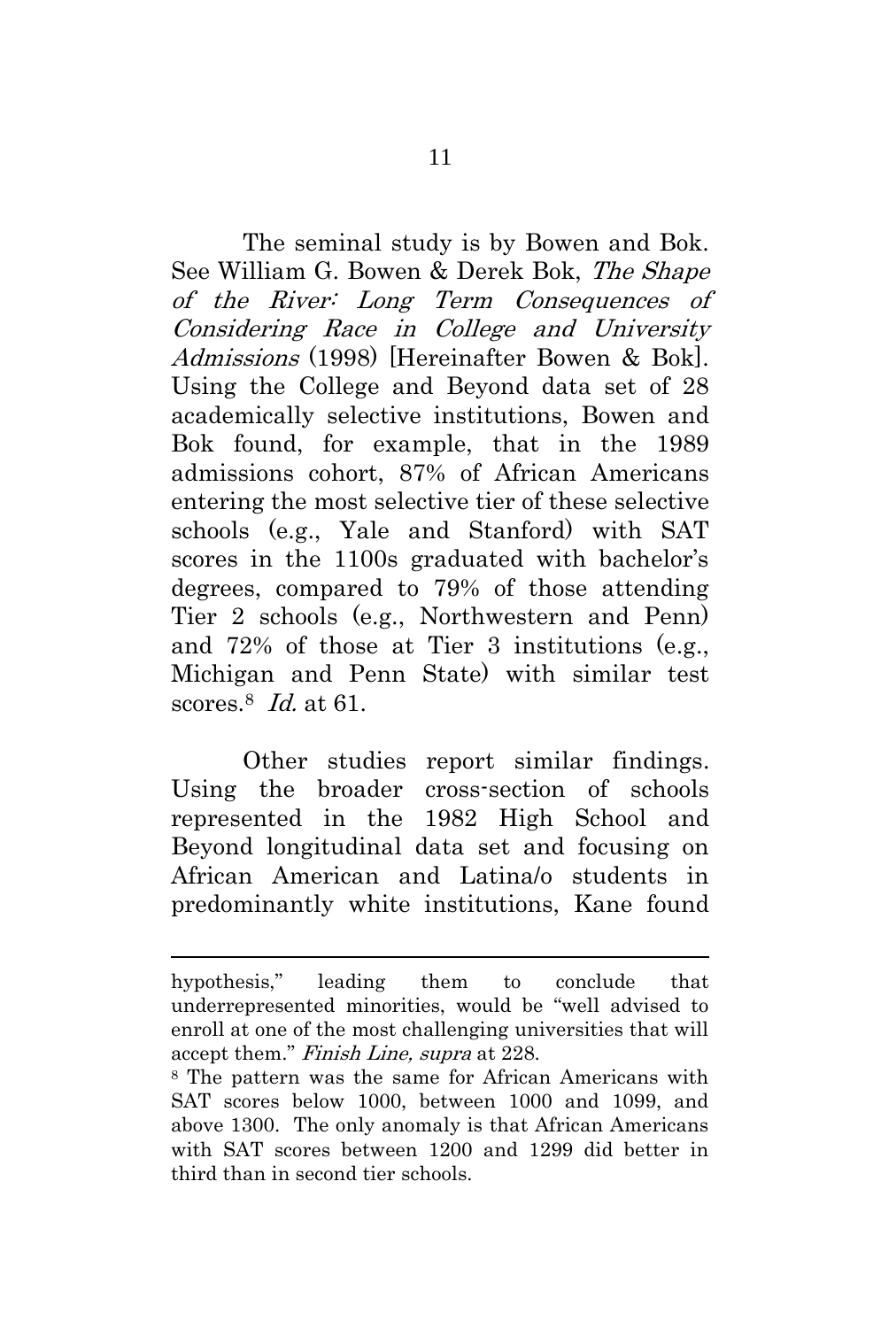The seminal study is by Bowen and Bok. See William G. Bowen & Derek Bok, *The Shape of the River: Long Term Consequences of Considering Race in College and University Admissions* (1998) [Hereinafter Bowen & Bok]. Using the College and Beyond data set of 28 academically selective institutions, Bowen and Bok found, for example, that in the 1989 admissions cohort, 87% of African Americans entering the most selective tier of these selective schools (e.g., Yale and Stanford) with SAT scores in the 1100s graduated with bachelor's degrees, compared to 79% of those attending Tier 2 schools (e.g., Northwestern and Penn) and 72% of those at Tier 3 institutions (e.g., Michigan and Penn State) with similar test scores.[8] *Id.* at 61.

Other studies report similar findings. Using the broader cross-section of schools represented in the 1982 High School and Beyond longitudinal data set and focusing on African American and Latina/o students in predominantly white institutions, Kane found

---

hypothesis," leading them to conclude that underrepresented minorities, would be "well advised to enroll at one of the most challenging universities that will accept them." *Finish Line, supra* at 228.

[8] The pattern was the same for African Americans with SAT scores below 1000, between 1000 and 1099, and above 1300. The only anomaly is that African Americans with SAT scores between 1200 and 1299 did better in third than in second tier schools.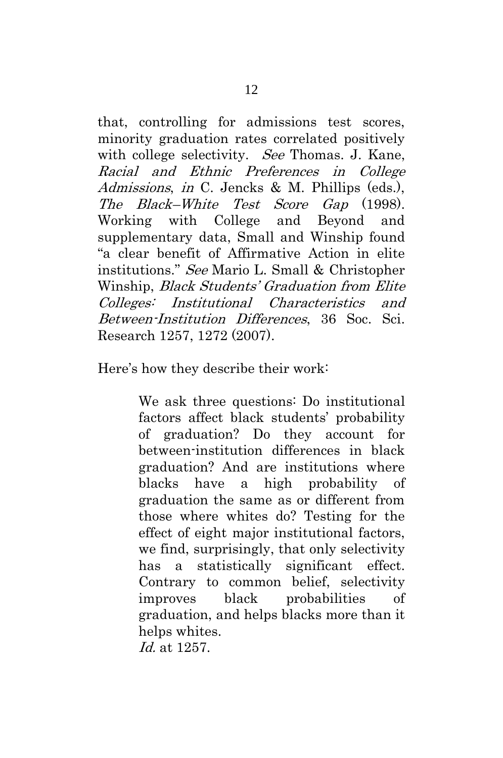that, controlling for admissions test scores, minority graduation rates correlated positively with college selectivity. *See* Thomas. J. Kane, *Racial and Ethnic Preferences in College Admissions*, *in* C. Jencks & M. Phillips (eds.), *The Black–White Test Score Gap* (1998). Working with College and Beyond and supplementary data, Small and Winship found "a clear benefit of Affirmative Action in elite institutions." *See* Mario L. Small & Christopher Winship, *Black Students' Graduation from Elite Colleges: Institutional Characteristics and Between-Institution Differences*, 36 Soc. Sci. Research 1257, 1272 (2007).

Here's how they describe their work:

> We ask three questions: Do institutional factors affect black students' probability of graduation? Do they account for between-institution differences in black graduation? And are institutions where blacks have a high probability of graduation the same as or different from those where whites do? Testing for the effect of eight major institutional factors, we find, surprisingly, that only selectivity has a statistically significant effect. Contrary to common belief, selectivity improves black probabilities of graduation, and helps blacks more than it helps whites.
>
> *Id.* at 1257.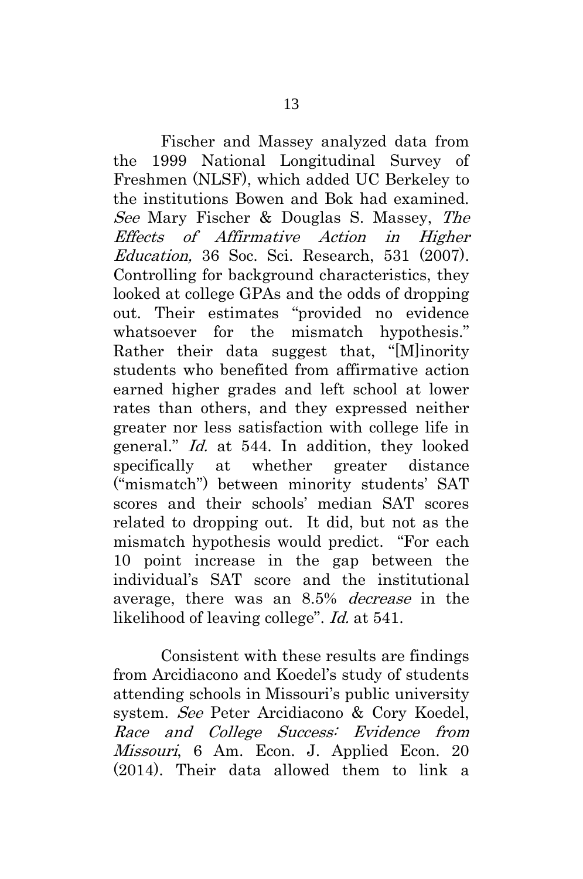Fischer and Massey analyzed data from the 1999 National Longitudinal Survey of Freshmen (NLSF), which added UC Berkeley to the institutions Bowen and Bok had examined. *See* Mary Fischer & Douglas S. Massey, *The Effects of Affirmative Action in Higher Education,* 36 Soc. Sci. Research, 531 (2007). Controlling for background characteristics, they looked at college GPAs and the odds of dropping out. Their estimates "provided no evidence whatsoever for the mismatch hypothesis." Rather their data suggest that, "[M]inority students who benefited from affirmative action earned higher grades and left school at lower rates than others, and they expressed neither greater nor less satisfaction with college life in general." *Id.* at 544. In addition, they looked specifically at whether greater distance ("mismatch") between minority students' SAT scores and their schools' median SAT scores related to dropping out. It did, but not as the mismatch hypothesis would predict. "For each 10 point increase in the gap between the individual's SAT score and the institutional average, there was an 8.5% *decrease* in the likelihood of leaving college". *Id.* at 541.

Consistent with these results are findings from Arcidiacono and Koedel's study of students attending schools in Missouri's public university system. *See* Peter Arcidiacono & Cory Koedel, *Race and College Success: Evidence from Missouri*, 6 Am. Econ. J. Applied Econ. 20 (2014). Their data allowed them to link a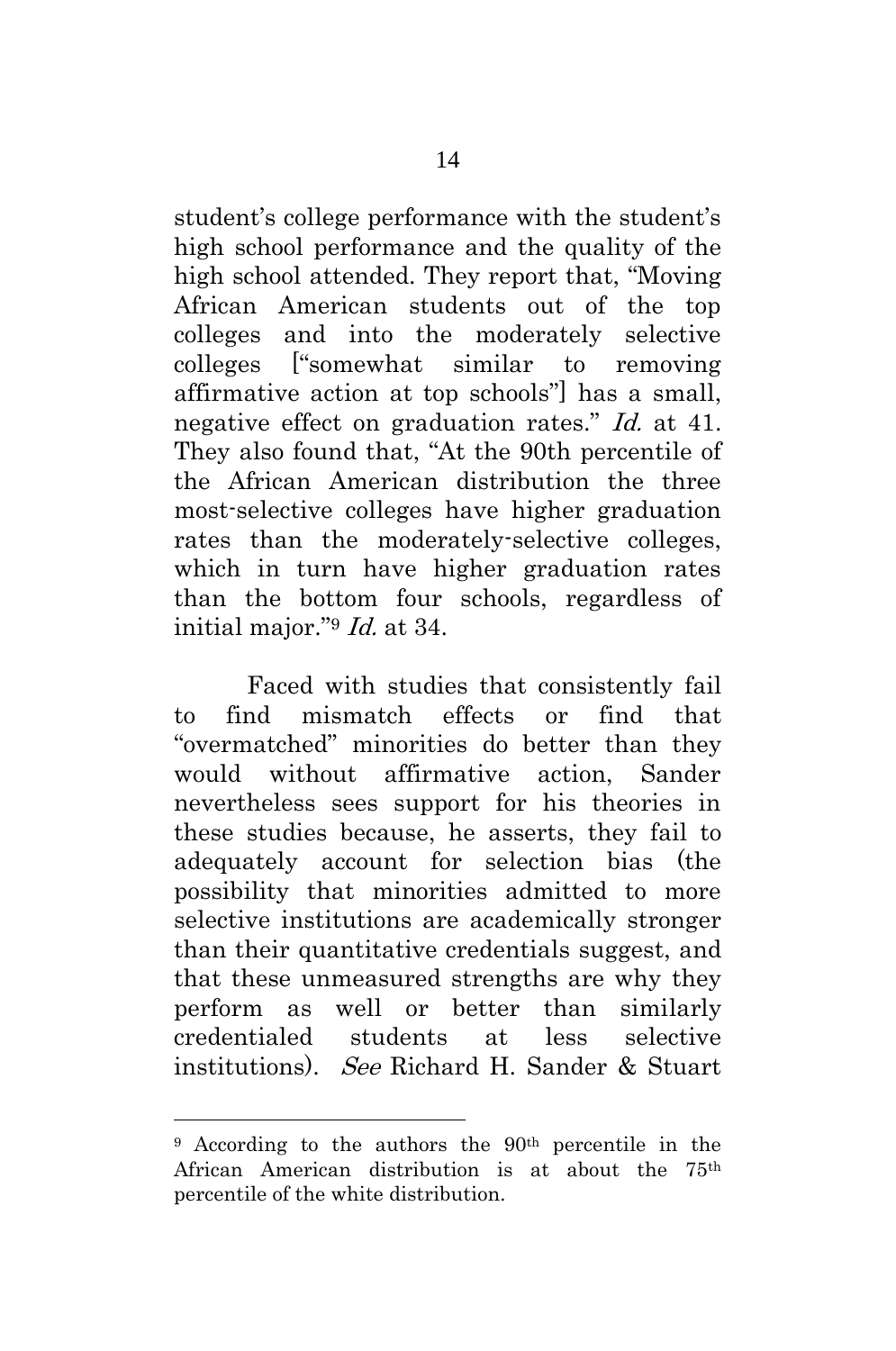student's college performance with the student's high school performance and the quality of the high school attended. They report that, "Moving African American students out of the top colleges and into the moderately selective colleges ["somewhat similar to removing affirmative action at top schools"] has a small, negative effect on graduation rates." *Id.* at 41. They also found that, "At the 90th percentile of the African American distribution the three most-selective colleges have higher graduation rates than the moderately-selective colleges, which in turn have higher graduation rates than the bottom four schools, regardless of initial major."[9] *Id.* at 34.

Faced with studies that consistently fail to find mismatch effects or find that "overmatched" minorities do better than they would without affirmative action, Sander nevertheless sees support for his theories in these studies because, he asserts, they fail to adequately account for selection bias (the possibility that minorities admitted to more selective institutions are academically stronger than their quantitative credentials suggest, and that these unmeasured strengths are why they perform as well or better than similarly credentialed students at less selective institutions). *See* Richard H. Sander & Stuart

---

[9] According to the authors the 90th percentile in the African American distribution is at about the 75th percentile of the white distribution.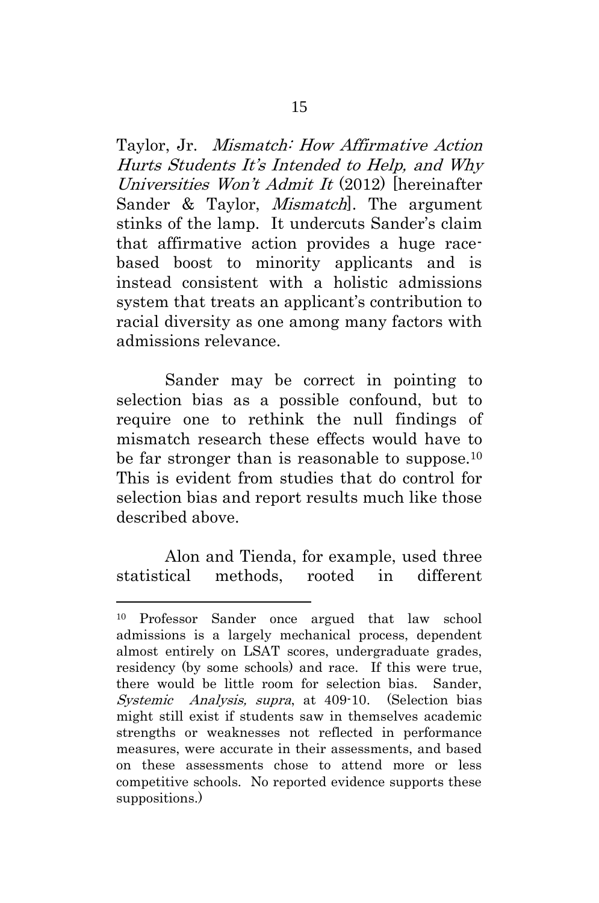Taylor, Jr. *Mismatch: How Affirmative Action Hurts Students It's Intended to Help, and Why Universities Won't Admit It* (2012) [hereinafter Sander & Taylor, *Mismatch*]. The argument stinks of the lamp. It undercuts Sander's claim that affirmative action provides a huge race-based boost to minority applicants and is instead consistent with a holistic admissions system that treats an applicant's contribution to racial diversity as one among many factors with admissions relevance.

Sander may be correct in pointing to selection bias as a possible confound, but to require one to rethink the null findings of mismatch research these effects would have to be far stronger than is reasonable to suppose.[10] This is evident from studies that do control for selection bias and report results much like those described above.

Alon and Tienda, for example, used three statistical methods, rooted in different

---

[10] Professor Sander once argued that law school admissions is a largely mechanical process, dependent almost entirely on LSAT scores, undergraduate grades, residency (by some schools) and race. If this were true, there would be little room for selection bias. Sander, *Systemic Analysis, supra*, at 409-10. (Selection bias might still exist if students saw in themselves academic strengths or weaknesses not reflected in performance measures, were accurate in their assessments, and based on these assessments chose to attend more or less competitive schools. No reported evidence supports these suppositions.)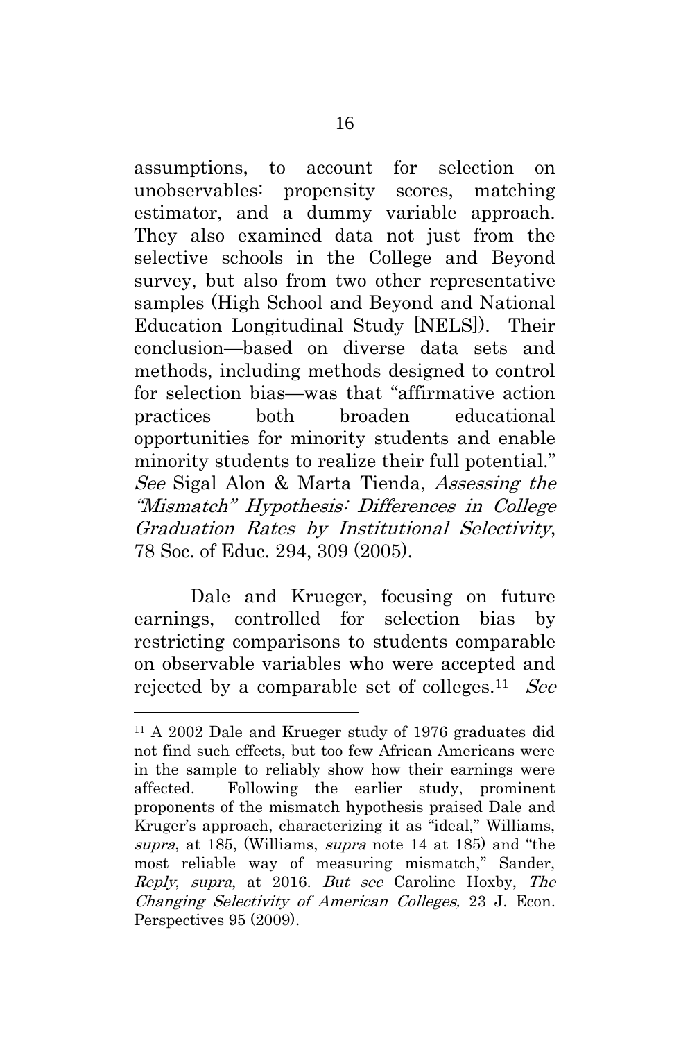assumptions, to account for selection on unobservables: propensity scores, matching estimator, and a dummy variable approach. They also examined data not just from the selective schools in the College and Beyond survey, but also from two other representative samples (High School and Beyond and National Education Longitudinal Study [NELS]). Their conclusion—based on diverse data sets and methods, including methods designed to control for selection bias—was that "affirmative action practices both broaden educational opportunities for minority students and enable minority students to realize their full potential." *See* Sigal Alon & Marta Tienda, *Assessing the "Mismatch" Hypothesis: Differences in College Graduation Rates by Institutional Selectivity*, 78 Soc. of Educ. 294, 309 (2005).

Dale and Krueger, focusing on future earnings, controlled for selection bias by restricting comparisons to students comparable on observable variables who were accepted and rejected by a comparable set of colleges.[11] *See*

---

[11] A 2002 Dale and Krueger study of 1976 graduates did not find such effects, but too few African Americans were in the sample to reliably show how their earnings were affected. Following the earlier study, prominent proponents of the mismatch hypothesis praised Dale and Kruger's approach, characterizing it as "ideal," Williams, *supra*, at 185, (Williams, *supra* note 14 at 185) and "the most reliable way of measuring mismatch," Sander, *Reply*, *supra*, at 2016. *But see* Caroline Hoxby, *The Changing Selectivity of American Colleges,* 23 J. Econ. Perspectives 95 (2009).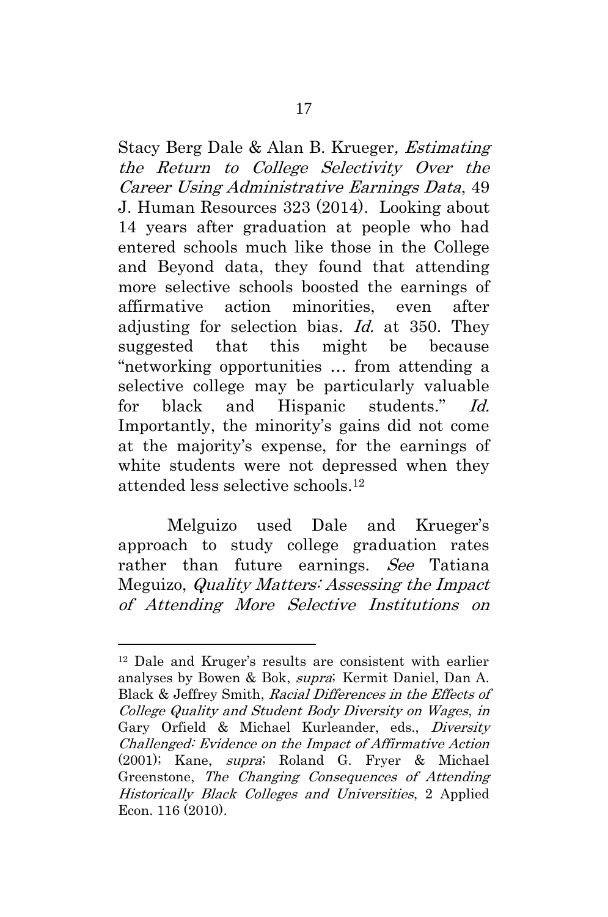Stacy Berg Dale & Alan B. Krueger*, Estimating the Return to College Selectivity Over the Career Using Administrative Earnings Data*, 49 J. Human Resources 323 (2014). Looking about 14 years after graduation at people who had entered schools much like those in the College and Beyond data, they found that attending more selective schools boosted the earnings of affirmative action minorities, even after adjusting for selection bias. *Id.* at 350. They suggested that this might be because "networking opportunities … from attending a selective college may be particularly valuable for black and Hispanic students." *Id.* Importantly, the minority's gains did not come at the majority's expense, for the earnings of white students were not depressed when they attended less selective schools.[12]

Melguizo used Dale and Krueger's approach to study college graduation rates rather than future earnings. *See* Tatiana Meguizo, *Quality Matters: Assessing the Impact of Attending More Selective Institutions on*

---

[12] Dale and Kruger's results are consistent with earlier analyses by Bowen & Bok, *supra*; Kermit Daniel, Dan A. Black & Jeffrey Smith, *Racial Differences in the Effects of College Quality and Student Body Diversity on Wages*, *in* Gary Orfield & Michael Kurleander, eds., *Diversity Challenged: Evidence on the Impact of Affirmative Action* (2001); Kane, *supra*; Roland G. Fryer & Michael Greenstone, *The Changing Consequences of Attending Historically Black Colleges and Universities*, 2 Applied Econ. 116 (2010).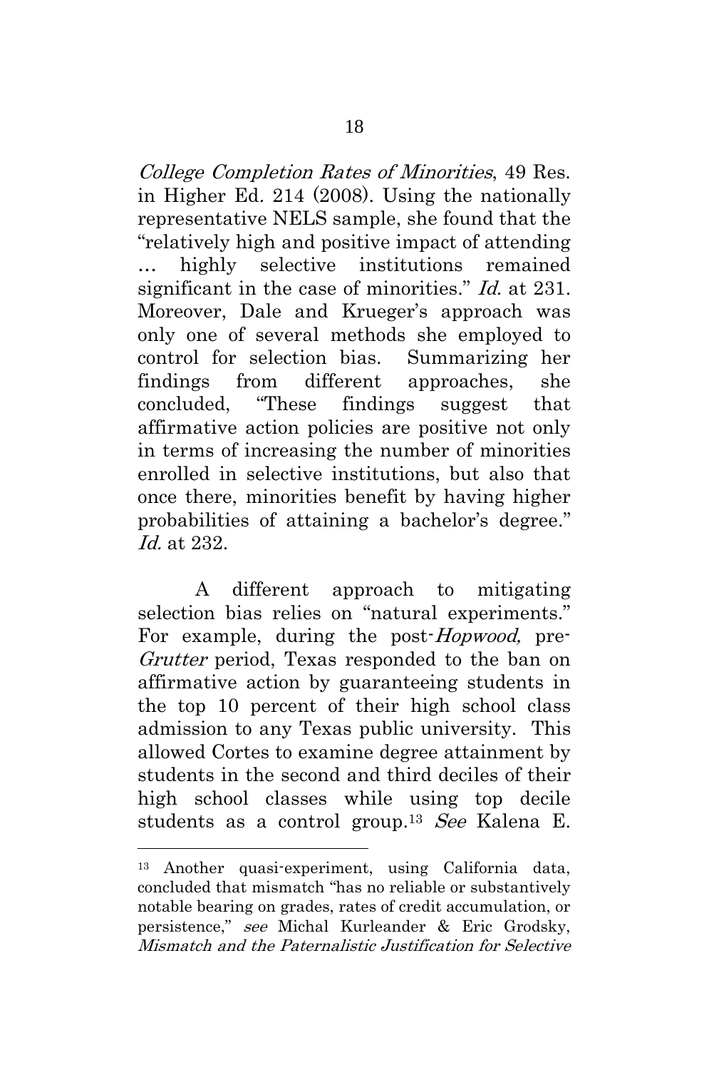*College Completion Rates of Minorities*, 49 Res. in Higher Ed. 214 (2008). Using the nationally representative NELS sample, she found that the "relatively high and positive impact of attending … highly selective institutions remained significant in the case of minorities." *Id.* at 231. Moreover, Dale and Krueger's approach was only one of several methods she employed to control for selection bias. Summarizing her findings from different approaches, she concluded, "These findings suggest that affirmative action policies are positive not only in terms of increasing the number of minorities enrolled in selective institutions, but also that once there, minorities benefit by having higher probabilities of attaining a bachelor's degree." *Id.* at 232.

A different approach to mitigating selection bias relies on "natural experiments." For example, during the post-*Hopwood,* pre-*Grutter* period, Texas responded to the ban on affirmative action by guaranteeing students in the top 10 percent of their high school class admission to any Texas public university. This allowed Cortes to examine degree attainment by students in the second and third deciles of their high school classes while using top decile students as a control group.[13] *See* Kalena E.

---

[13] Another quasi-experiment, using California data, concluded that mismatch "has no reliable or substantively notable bearing on grades, rates of credit accumulation, or persistence," *see* Michal Kurleander & Eric Grodsky, *Mismatch and the Paternalistic Justification for Selective*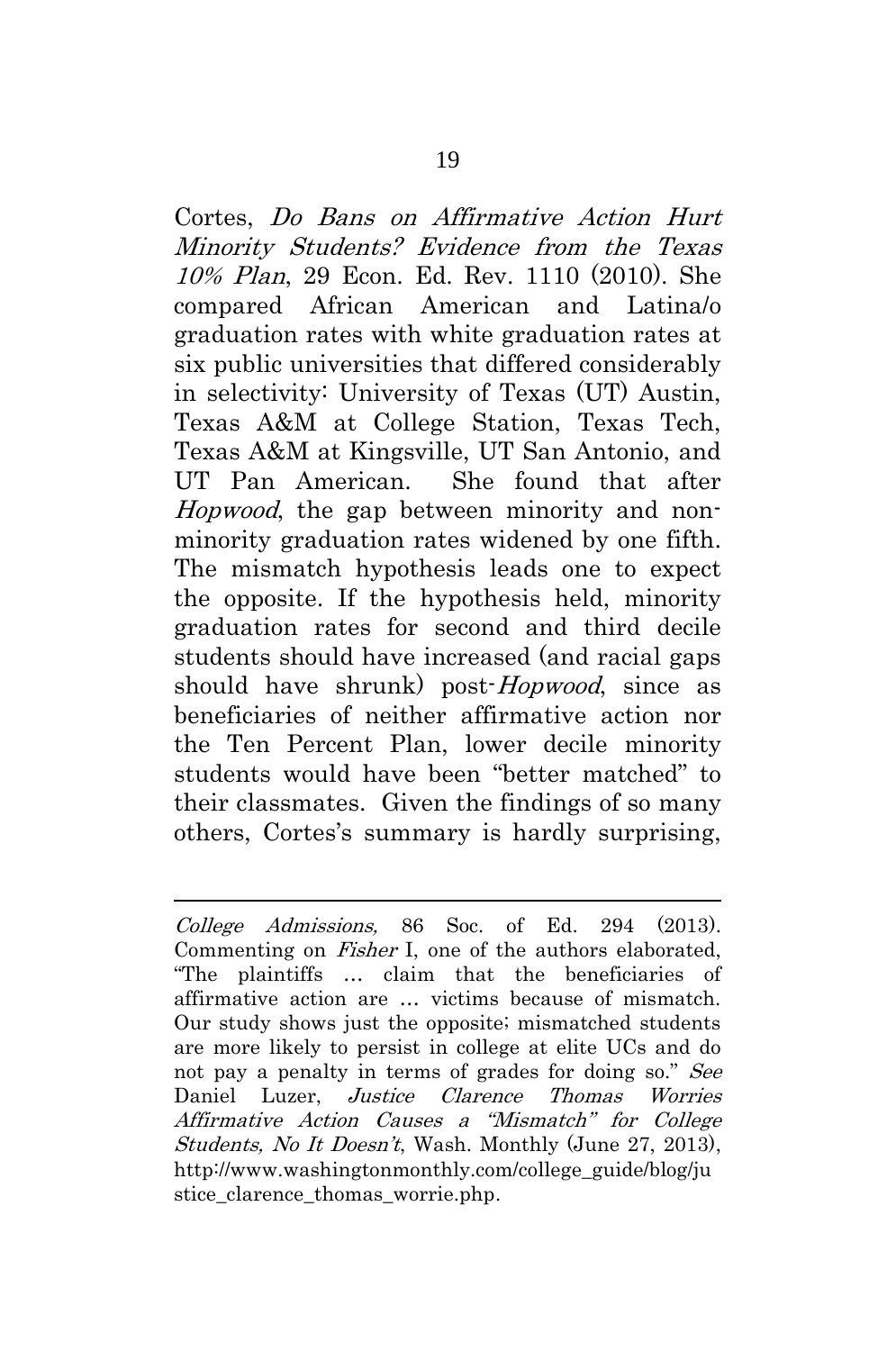Cortes, *Do Bans on Affirmative Action Hurt Minority Students? Evidence from the Texas 10% Plan*, 29 Econ. Ed. Rev. 1110 (2010). She compared African American and Latina/o graduation rates with white graduation rates at six public universities that differed considerably in selectivity: University of Texas (UT) Austin, Texas A&M at College Station, Texas Tech, Texas A&M at Kingsville, UT San Antonio, and UT Pan American. She found that after *Hopwood*, the gap between minority and non-minority graduation rates widened by one fifth. The mismatch hypothesis leads one to expect the opposite. If the hypothesis held, minority graduation rates for second and third decile students should have increased (and racial gaps should have shrunk) post-*Hopwood*, since as beneficiaries of neither affirmative action nor the Ten Percent Plan, lower decile minority students would have been "better matched" to their classmates. Given the findings of so many others, Cortes's summary is hardly surprising,

---

*College Admissions,* 86 Soc. of Ed. 294 (2013). Commenting on *Fisher* I, one of the authors elaborated, "The plaintiffs … claim that the beneficiaries of affirmative action are … victims because of mismatch. Our study shows just the opposite; mismatched students are more likely to persist in college at elite UCs and do not pay a penalty in terms of grades for doing so." *See* Daniel Luzer, *Justice Clarence Thomas Worries Affirmative Action Causes a "Mismatch" for College Students, No It Doesn't*, Wash. Monthly (June 27, 2013), http://www.washingtonmonthly.com/college_guide/blog/justice_clarence_thomas_worrie.php.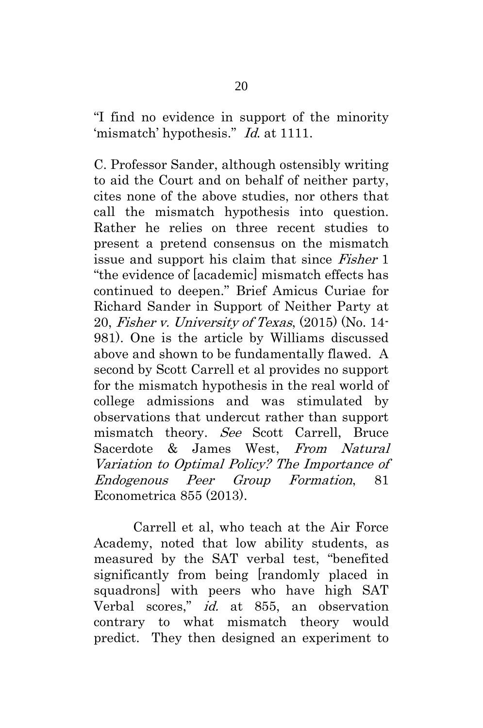"I find no evidence in support of the minority 'mismatch' hypothesis." *Id.* at 1111.

C. Professor Sander, although ostensibly writing to aid the Court and on behalf of neither party, cites none of the above studies, nor others that call the mismatch hypothesis into question. Rather he relies on three recent studies to present a pretend consensus on the mismatch issue and support his claim that since *Fisher* 1 "the evidence of [academic] mismatch effects has continued to deepen." Brief Amicus Curiae for Richard Sander in Support of Neither Party at 20, *Fisher v. University of Texas*, (2015) (No. 14-981). One is the article by Williams discussed above and shown to be fundamentally flawed. A second by Scott Carrell et al provides no support for the mismatch hypothesis in the real world of college admissions and was stimulated by observations that undercut rather than support mismatch theory. *See* Scott Carrell, Bruce Sacerdote & James West, *From Natural Variation to Optimal Policy? The Importance of Endogenous Peer Group Formation*, 81 Econometrica 855 (2013).

Carrell et al, who teach at the Air Force Academy, noted that low ability students, as measured by the SAT verbal test, "benefited significantly from being [randomly placed in squadrons] with peers who have high SAT Verbal scores," *id.* at 855, an observation contrary to what mismatch theory would predict. They then designed an experiment to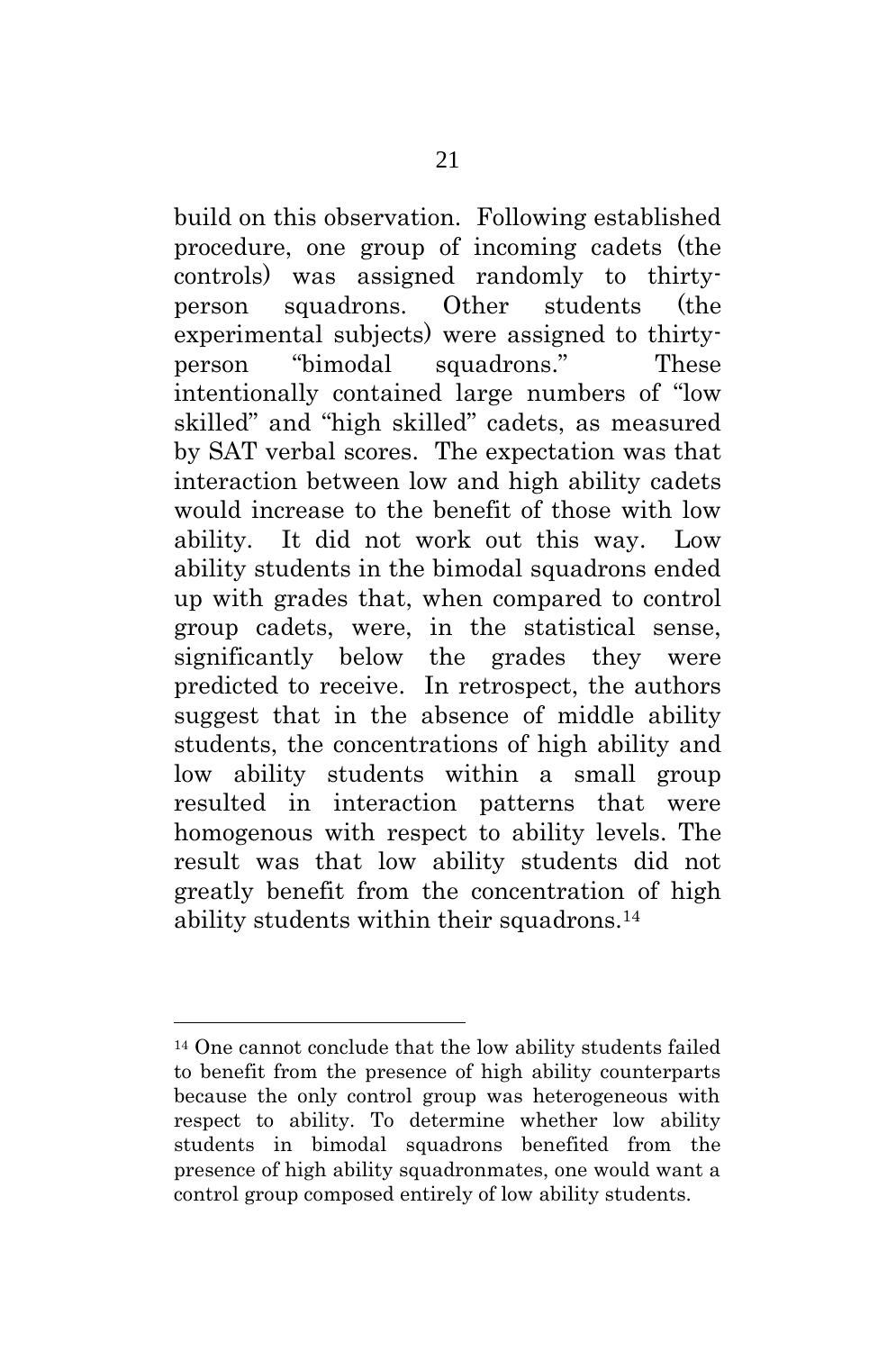build on this observation. Following established procedure, one group of incoming cadets (the controls) was assigned randomly to thirty-person squadrons. Other students (the experimental subjects) were assigned to thirty-person "bimodal squadrons." These intentionally contained large numbers of "low skilled" and "high skilled" cadets, as measured by SAT verbal scores. The expectation was that interaction between low and high ability cadets would increase to the benefit of those with low ability. It did not work out this way. Low ability students in the bimodal squadrons ended up with grades that, when compared to control group cadets, were, in the statistical sense, significantly below the grades they were predicted to receive. In retrospect, the authors suggest that in the absence of middle ability students, the concentrations of high ability and low ability students within a small group resulted in interaction patterns that were homogenous with respect to ability levels. The result was that low ability students did not greatly benefit from the concentration of high ability students within their squadrons.[14]

---

[14] One cannot conclude that the low ability students failed to benefit from the presence of high ability counterparts because the only control group was heterogeneous with respect to ability. To determine whether low ability students in bimodal squadrons benefited from the presence of high ability squadronmates, one would want a control group composed entirely of low ability students.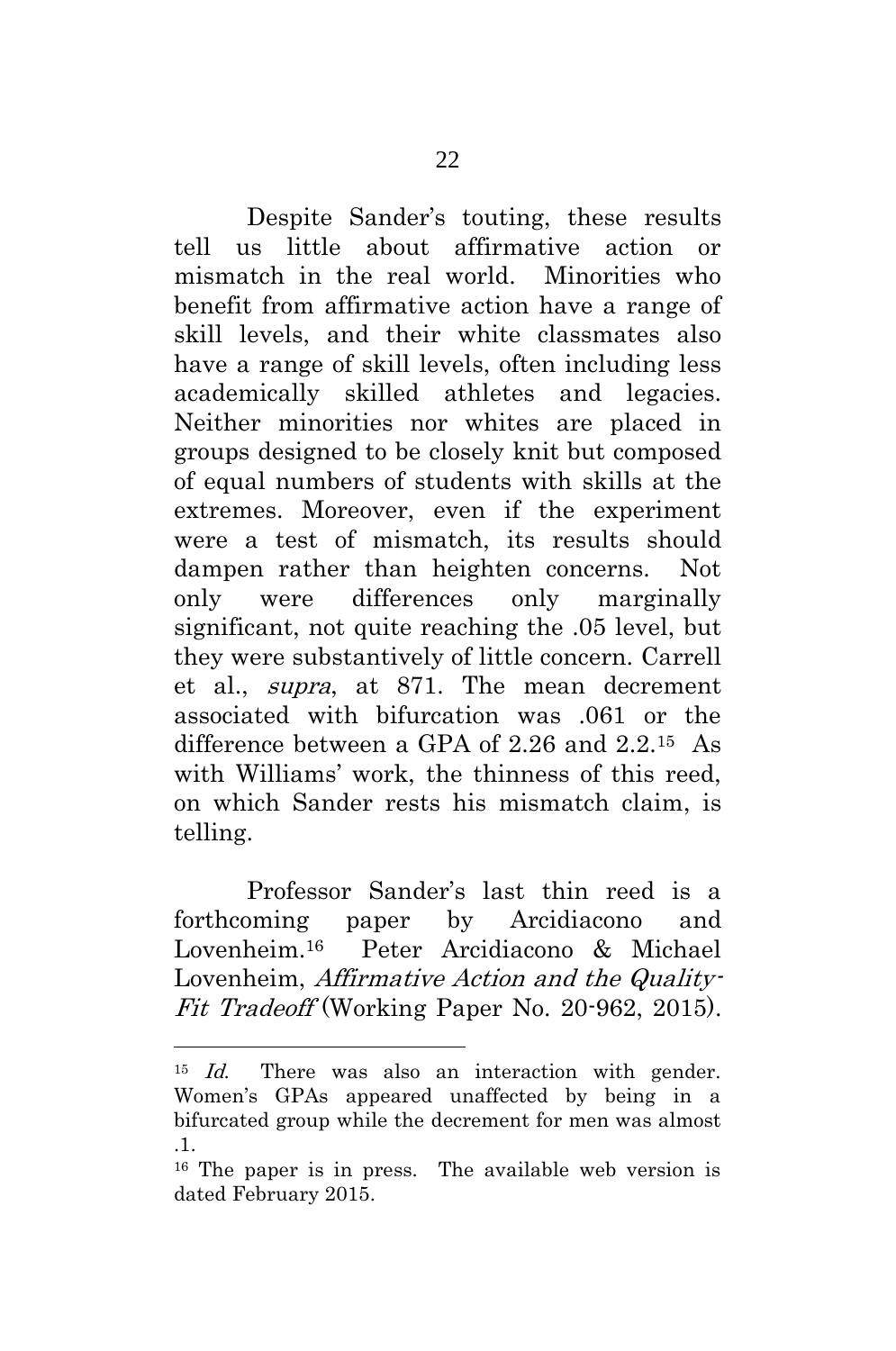Despite Sander's touting, these results tell us little about affirmative action or mismatch in the real world. Minorities who benefit from affirmative action have a range of skill levels, and their white classmates also have a range of skill levels, often including less academically skilled athletes and legacies. Neither minorities nor whites are placed in groups designed to be closely knit but composed of equal numbers of students with skills at the extremes. Moreover, even if the experiment were a test of mismatch, its results should dampen rather than heighten concerns. Not only were differences only marginally significant, not quite reaching the .05 level, but they were substantively of little concern. Carrell et al., *supra*, at 871. The mean decrement associated with bifurcation was .061 or the difference between a GPA of 2.26 and 2.2.[15] As with Williams' work, the thinness of this reed, on which Sander rests his mismatch claim, is telling.

Professor Sander's last thin reed is a forthcoming paper by Arcidiacono and Lovenheim.[16] Peter Arcidiacono & Michael Lovenheim, *Affirmative Action and the Quality-Fit Tradeoff* (Working Paper No. 20-962, 2015).

---

[15] *Id.* There was also an interaction with gender. Women's GPAs appeared unaffected by being in a bifurcated group while the decrement for men was almost .1.

[16] The paper is in press. The available web version is dated February 2015.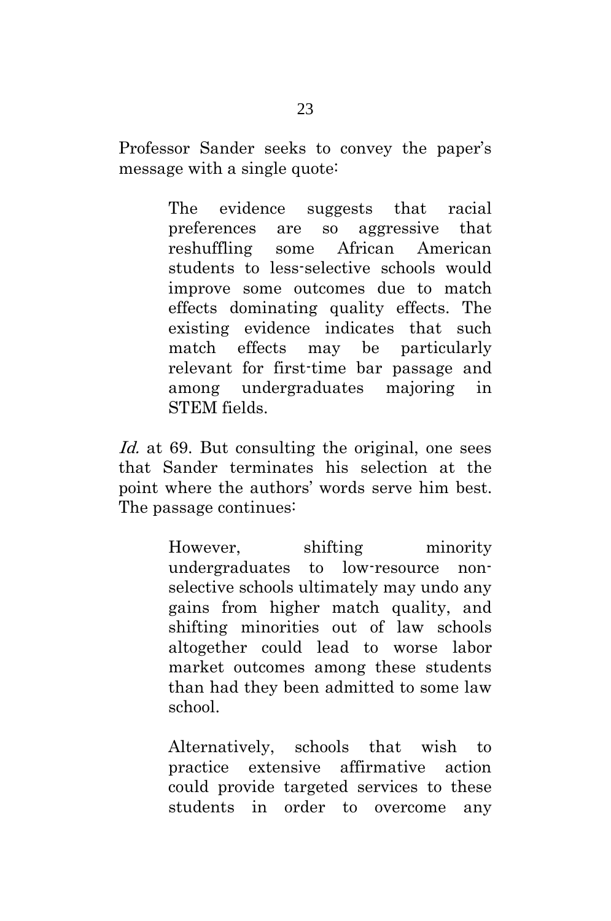Professor Sander seeks to convey the paper's message with a single quote:

> The evidence suggests that racial preferences are so aggressive that reshuffling some African American students to less-selective schools would improve some outcomes due to match effects dominating quality effects. The existing evidence indicates that such match effects may be particularly relevant for first-time bar passage and among undergraduates majoring in STEM fields.

*Id.* at 69. But consulting the original, one sees that Sander terminates his selection at the point where the authors' words serve him best. The passage continues:

> However, shifting minority undergraduates to low-resource non-selective schools ultimately may undo any gains from higher match quality, and shifting minorities out of law schools altogether could lead to worse labor market outcomes among these students than had they been admitted to some law school.
>
> Alternatively, schools that wish to practice extensive affirmative action could provide targeted services to these students in order to overcome any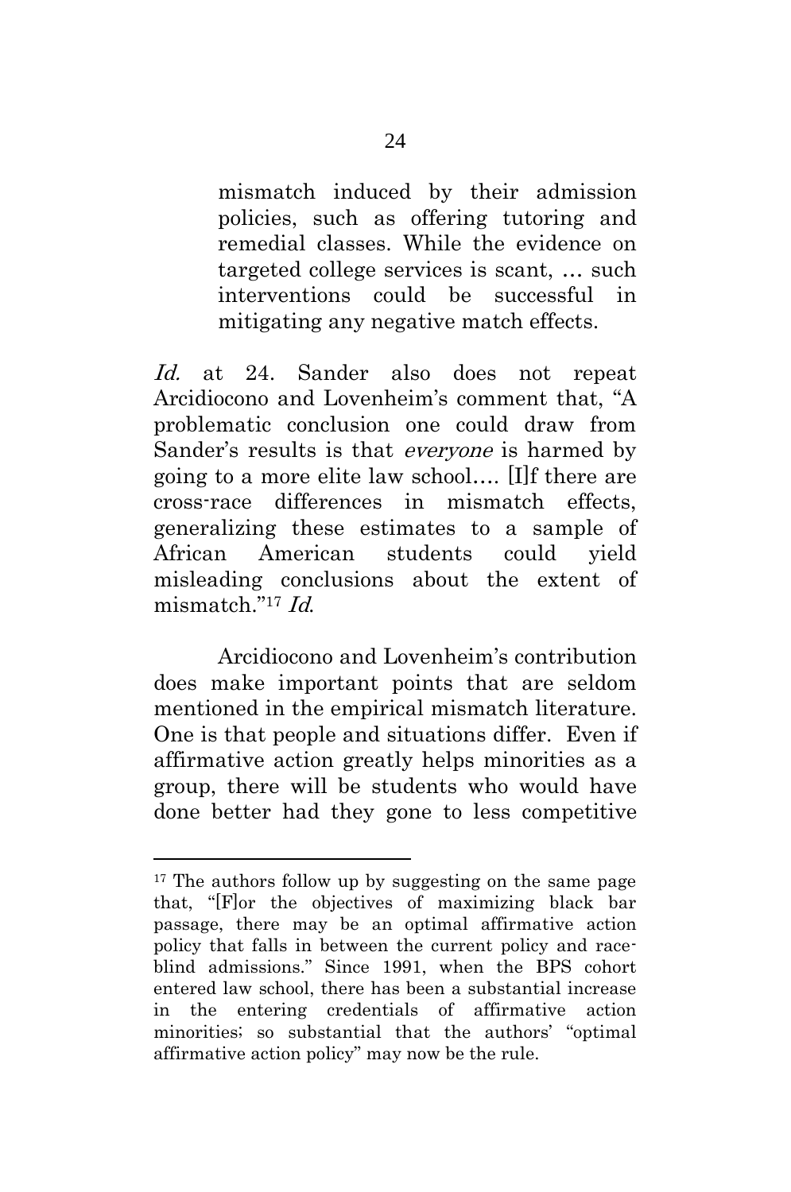> mismatch induced by their admission policies, such as offering tutoring and remedial classes. While the evidence on targeted college services is scant, … such interventions could be successful in mitigating any negative match effects.

*Id.* at 24. Sander also does not repeat Arcidiocono and Lovenheim's comment that, "A problematic conclusion one could draw from Sander's results is that *everyone* is harmed by going to a more elite law school…. [I]f there are cross-race differences in mismatch effects, generalizing these estimates to a sample of African American students could yield misleading conclusions about the extent of mismatch."[17] *Id.*

Arcidiocono and Lovenheim's contribution does make important points that are seldom mentioned in the empirical mismatch literature. One is that people and situations differ. Even if affirmative action greatly helps minorities as a group, there will be students who would have done better had they gone to less competitive

---

[17] The authors follow up by suggesting on the same page that, "[F]or the objectives of maximizing black bar passage, there may be an optimal affirmative action policy that falls in between the current policy and race-blind admissions." Since 1991, when the BPS cohort entered law school, there has been a substantial increase in the entering credentials of affirmative action minorities; so substantial that the authors' "optimal affirmative action policy" may now be the rule.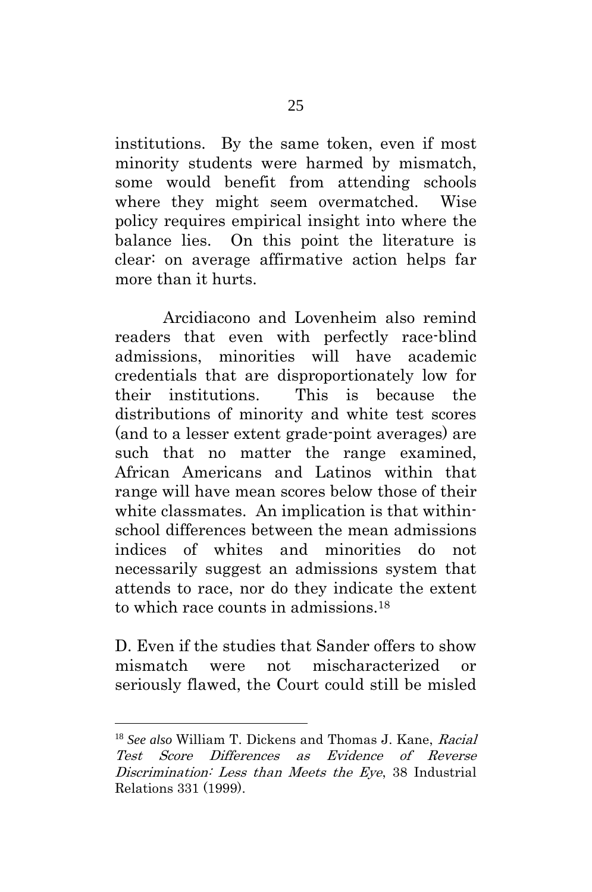institutions. By the same token, even if most minority students were harmed by mismatch, some would benefit from attending schools where they might seem overmatched. Wise policy requires empirical insight into where the balance lies. On this point the literature is clear: on average affirmative action helps far more than it hurts.

Arcidiacono and Lovenheim also remind readers that even with perfectly race-blind admissions, minorities will have academic credentials that are disproportionately low for their institutions. This is because the distributions of minority and white test scores (and to a lesser extent grade-point averages) are such that no matter the range examined, African Americans and Latinos within that range will have mean scores below those of their white classmates. An implication is that within-school differences between the mean admissions indices of whites and minorities do not necessarily suggest an admissions system that attends to race, nor do they indicate the extent to which race counts in admissions.[18]

D. Even if the studies that Sander offers to show mismatch were not mischaracterized or seriously flawed, the Court could still be misled

---

[18] *See also* William T. Dickens and Thomas J. Kane, *Racial Test Score Differences as Evidence of Reverse Discrimination: Less than Meets the Eye*, 38 Industrial Relations 331 (1999).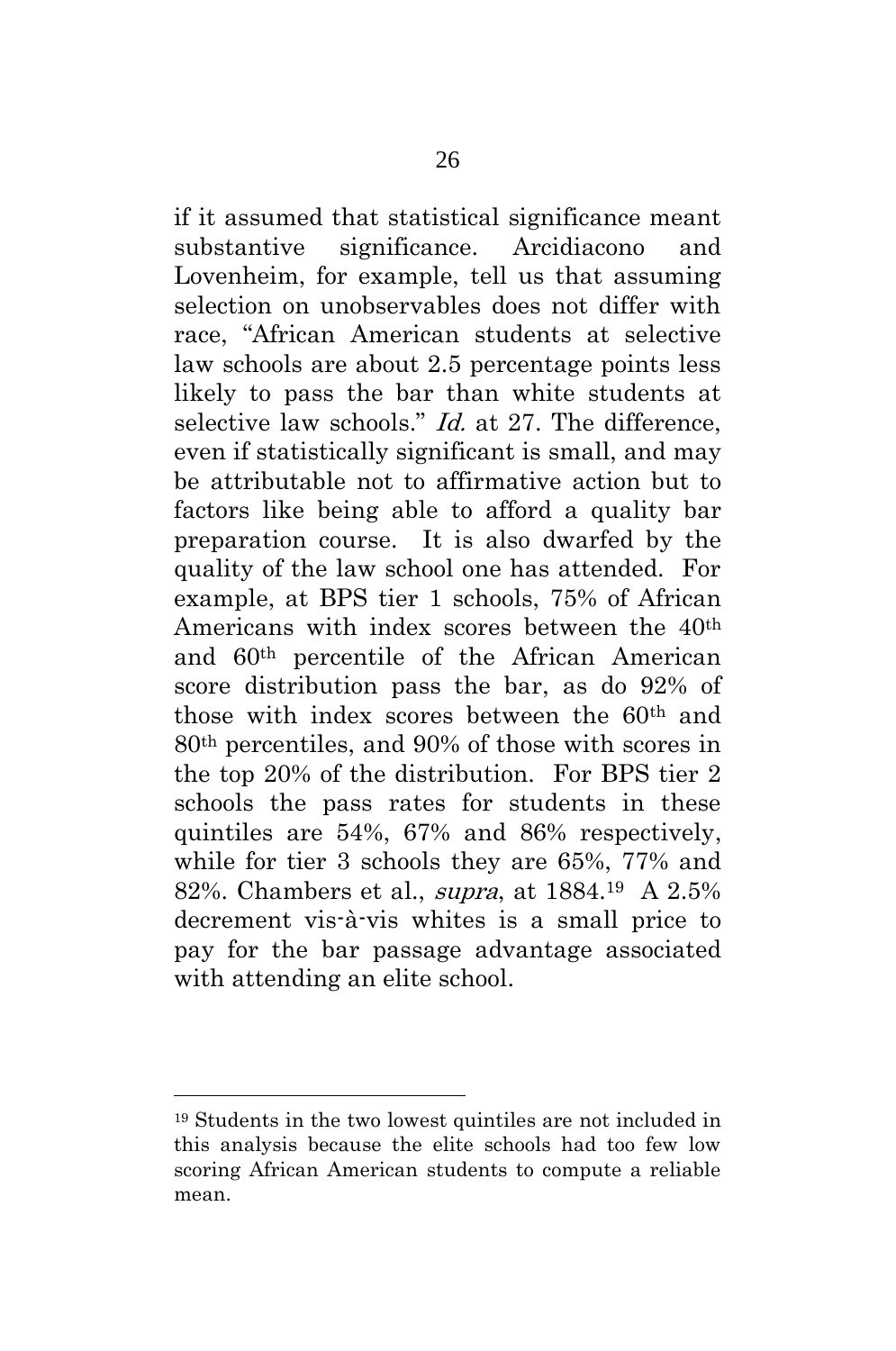if it assumed that statistical significance meant substantive significance. Arcidiacono and Lovenheim, for example, tell us that assuming selection on unobservables does not differ with race, "African American students at selective law schools are about 2.5 percentage points less likely to pass the bar than white students at selective law schools." *Id.* at 27. The difference, even if statistically significant is small, and may be attributable not to affirmative action but to factors like being able to afford a quality bar preparation course. It is also dwarfed by the quality of the law school one has attended. For example, at BPS tier 1 schools, 75% of African Americans with index scores between the 40th and 60th percentile of the African American score distribution pass the bar, as do 92% of those with index scores between the 60th and 80th percentiles, and 90% of those with scores in the top 20% of the distribution. For BPS tier 2 schools the pass rates for students in these quintiles are 54%, 67% and 86% respectively, while for tier 3 schools they are 65%, 77% and 82%. Chambers et al., *supra*, at 1884.[19] A 2.5% decrement vis-à-vis whites is a small price to pay for the bar passage advantage associated with attending an elite school.

[19] Students in the two lowest quintiles are not included in this analysis because the elite schools had too few low scoring African American students to compute a reliable mean.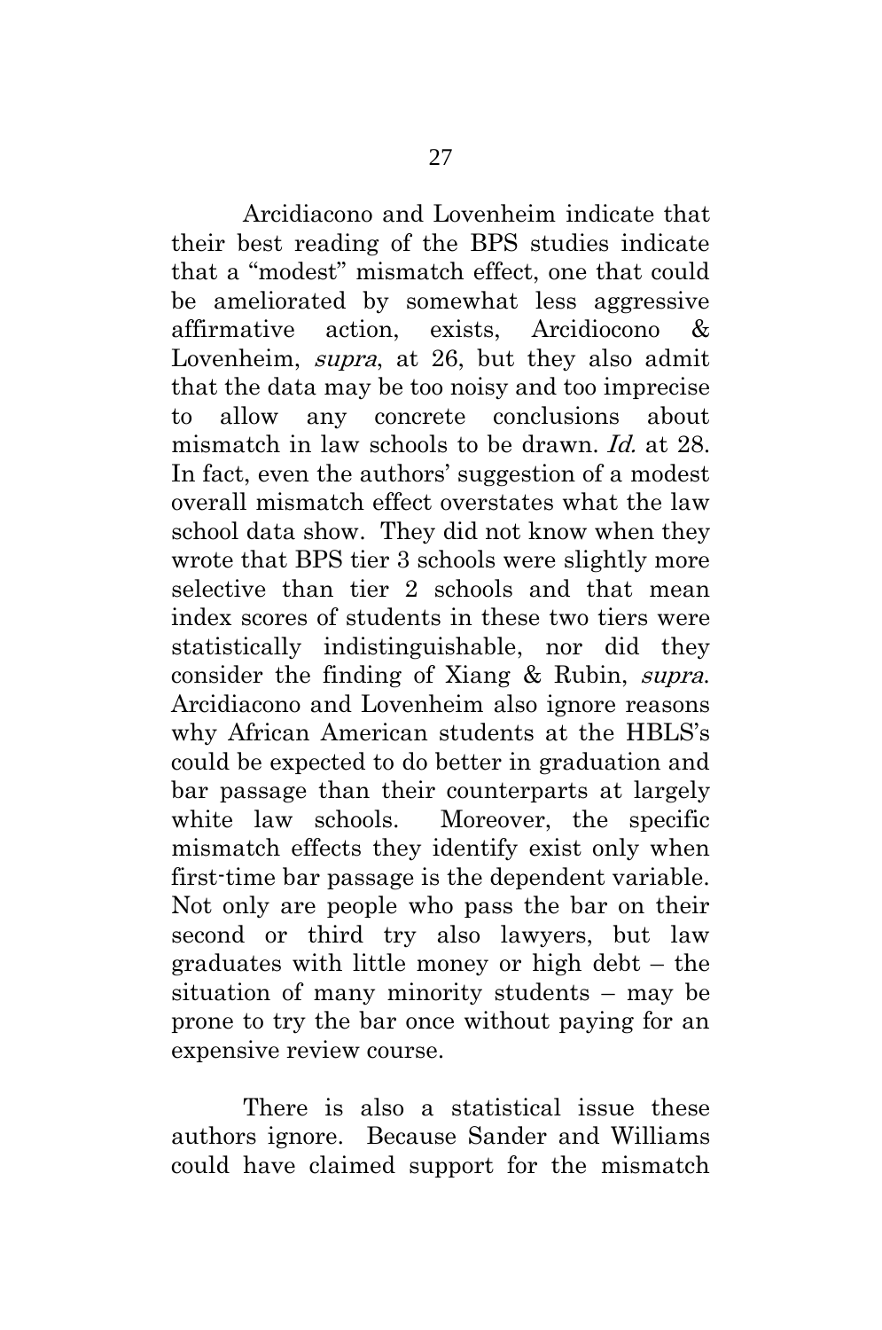Arcidiacono and Lovenheim indicate that their best reading of the BPS studies indicate that a "modest" mismatch effect, one that could be ameliorated by somewhat less aggressive affirmative action, exists, Arcidiocono & Lovenheim, *supra*, at 26, but they also admit that the data may be too noisy and too imprecise to allow any concrete conclusions about mismatch in law schools to be drawn. *Id.* at 28. In fact, even the authors' suggestion of a modest overall mismatch effect overstates what the law school data show. They did not know when they wrote that BPS tier 3 schools were slightly more selective than tier 2 schools and that mean index scores of students in these two tiers were statistically indistinguishable, nor did they consider the finding of Xiang & Rubin, *supra*. Arcidiacono and Lovenheim also ignore reasons why African American students at the HBLS's could be expected to do better in graduation and bar passage than their counterparts at largely white law schools. Moreover, the specific mismatch effects they identify exist only when first-time bar passage is the dependent variable. Not only are people who pass the bar on their second or third try also lawyers, but law graduates with little money or high debt – the situation of many minority students – may be prone to try the bar once without paying for an expensive review course.

There is also a statistical issue these authors ignore. Because Sander and Williams could have claimed support for the mismatch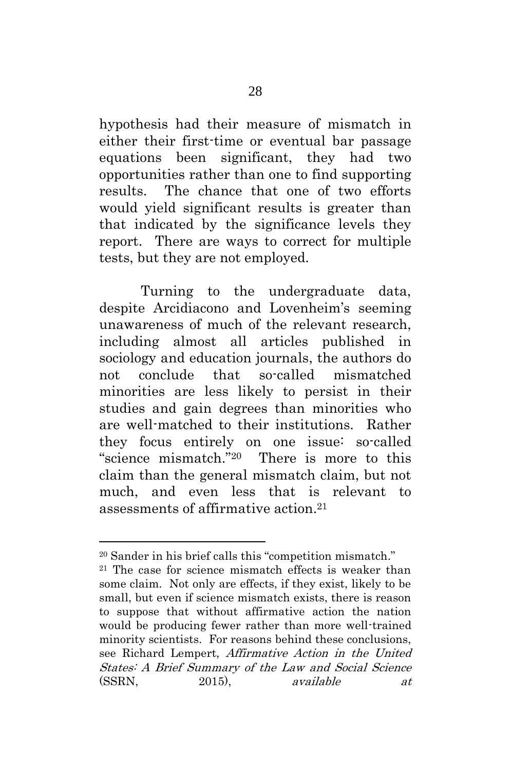hypothesis had their measure of mismatch in either their first-time or eventual bar passage equations been significant, they had two opportunities rather than one to find supporting results. The chance that one of two efforts would yield significant results is greater than that indicated by the significance levels they report. There are ways to correct for multiple tests, but they are not employed.

Turning to the undergraduate data, despite Arcidiacono and Lovenheim's seeming unawareness of much of the relevant research, including almost all articles published in sociology and education journals, the authors do not conclude that so-called mismatched minorities are less likely to persist in their studies and gain degrees than minorities who are well-matched to their institutions. Rather they focus entirely on one issue: so-called "science mismatch."[20] There is more to this claim than the general mismatch claim, but not much, and even less that is relevant to assessments of affirmative action.[21]

---

[20] Sander in his brief calls this "competition mismatch."

[21] The case for science mismatch effects is weaker than some claim. Not only are effects, if they exist, likely to be small, but even if science mismatch exists, there is reason to suppose that without affirmative action the nation would be producing fewer rather than more well-trained minority scientists. For reasons behind these conclusions, see Richard Lempert, *Affirmative Action in the United States: A Brief Summary of the Law and Social Science* (SSRN, 2015), *available at*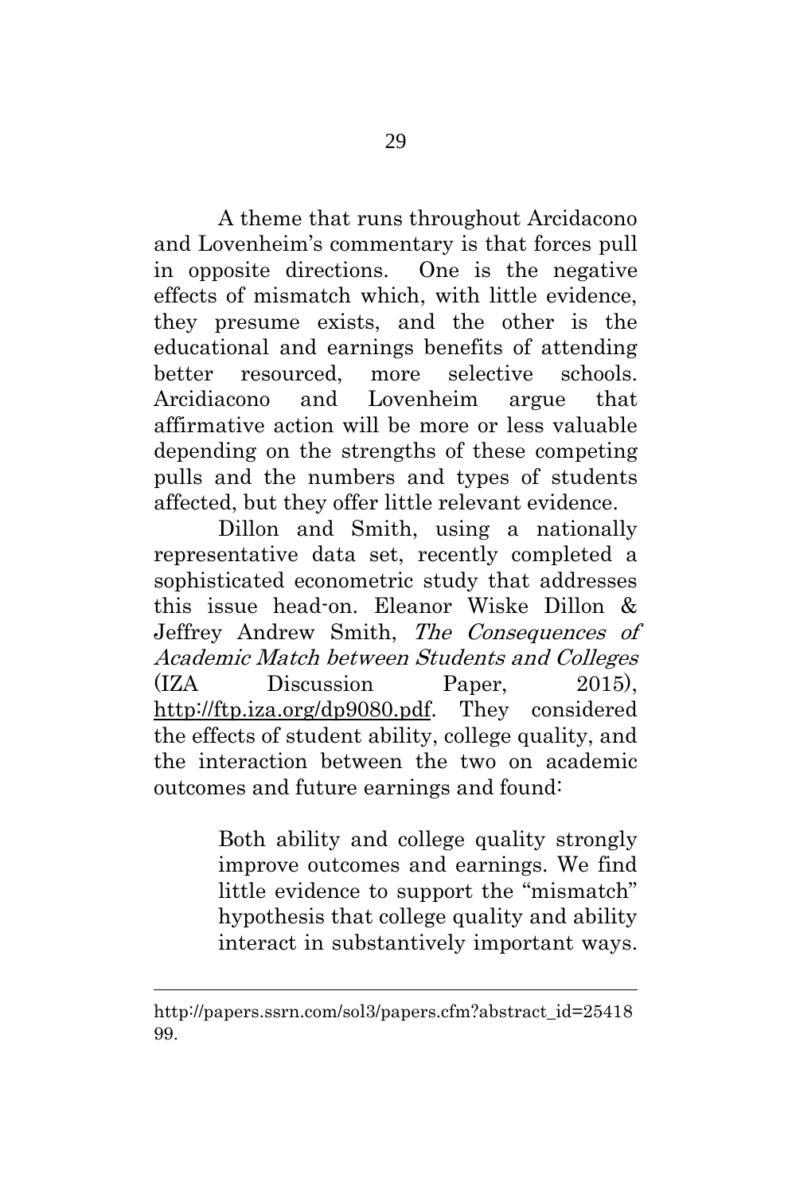A theme that runs throughout Arcidacono and Lovenheim's commentary is that forces pull in opposite directions. One is the negative effects of mismatch which, with little evidence, they presume exists, and the other is the educational and earnings benefits of attending better resourced, more selective schools. Arcidiacono and Lovenheim argue that affirmative action will be more or less valuable depending on the strengths of these competing pulls and the numbers and types of students affected, but they offer little relevant evidence.

Dillon and Smith, using a nationally representative data set, recently completed a sophisticated econometric study that addresses this issue head-on. Eleanor Wiske Dillon & Jeffrey Andrew Smith, *The Consequences of Academic Match between Students and Colleges* (IZA Discussion Paper, 2015), http://ftp.iza.org/dp9080.pdf. They considered the effects of student ability, college quality, and the interaction between the two on academic outcomes and future earnings and found:

> Both ability and college quality strongly improve outcomes and earnings. We find little evidence to support the "mismatch" hypothesis that college quality and ability interact in substantively important ways.

---

http://papers.ssrn.com/sol3/papers.cfm?abstract_id=2541899.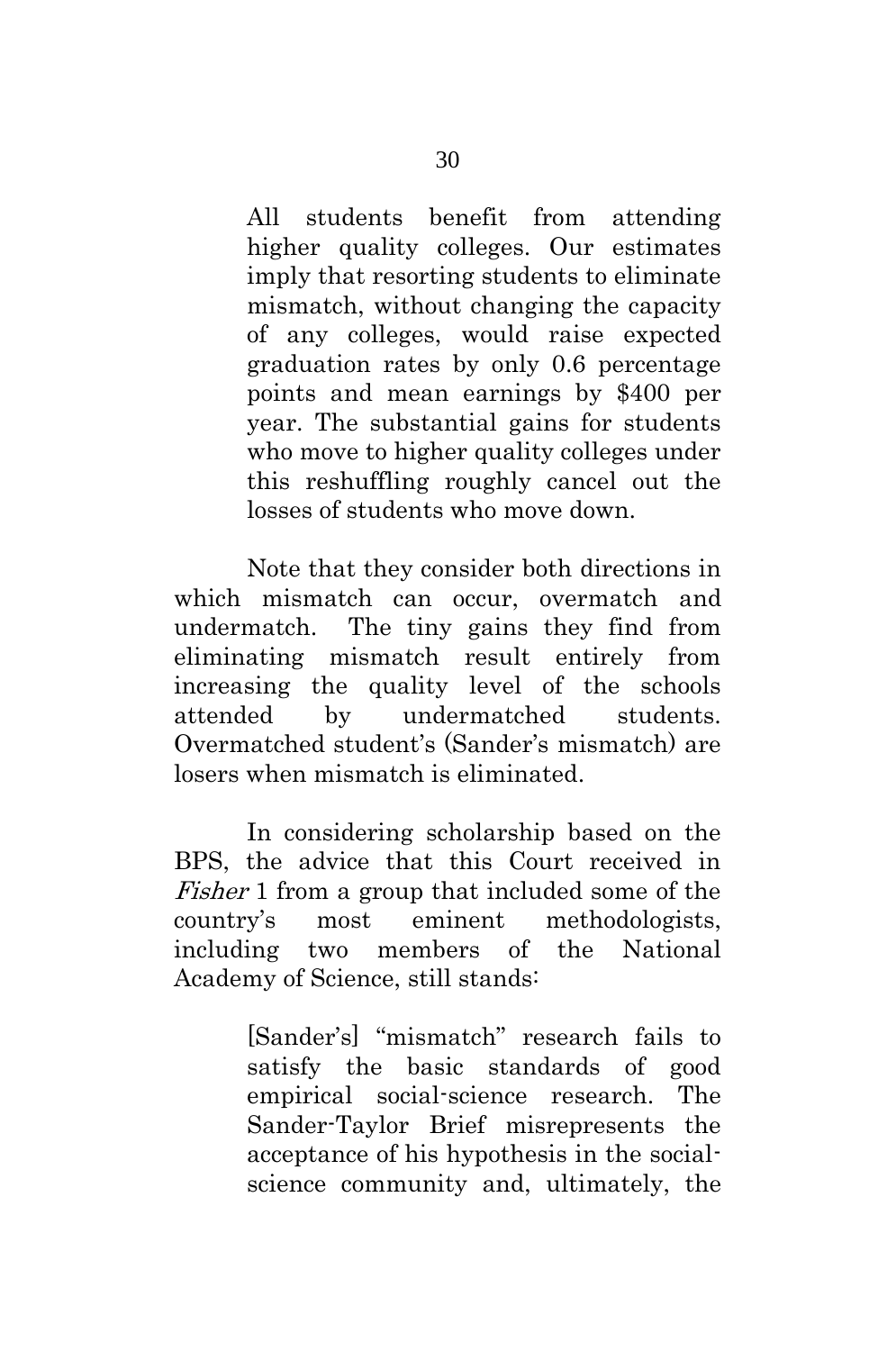> All students benefit from attending higher quality colleges. Our estimates imply that resorting students to eliminate mismatch, without changing the capacity of any colleges, would raise expected graduation rates by only 0.6 percentage points and mean earnings by $400 per year. The substantial gains for students who move to higher quality colleges under this reshuffling roughly cancel out the losses of students who move down.

Note that they consider both directions in which mismatch can occur, overmatch and undermatch. The tiny gains they find from eliminating mismatch result entirely from increasing the quality level of the schools attended by undermatched students. Overmatched student's (Sander's mismatch) are losers when mismatch is eliminated.

In considering scholarship based on the BPS, the advice that this Court received in *Fisher* 1 from a group that included some of the country's most eminent methodologists, including two members of the National Academy of Science, still stands:

> [Sander's] "mismatch" research fails to satisfy the basic standards of good empirical social-science research. The Sander-Taylor Brief misrepresents the acceptance of his hypothesis in the social-science community and, ultimately, the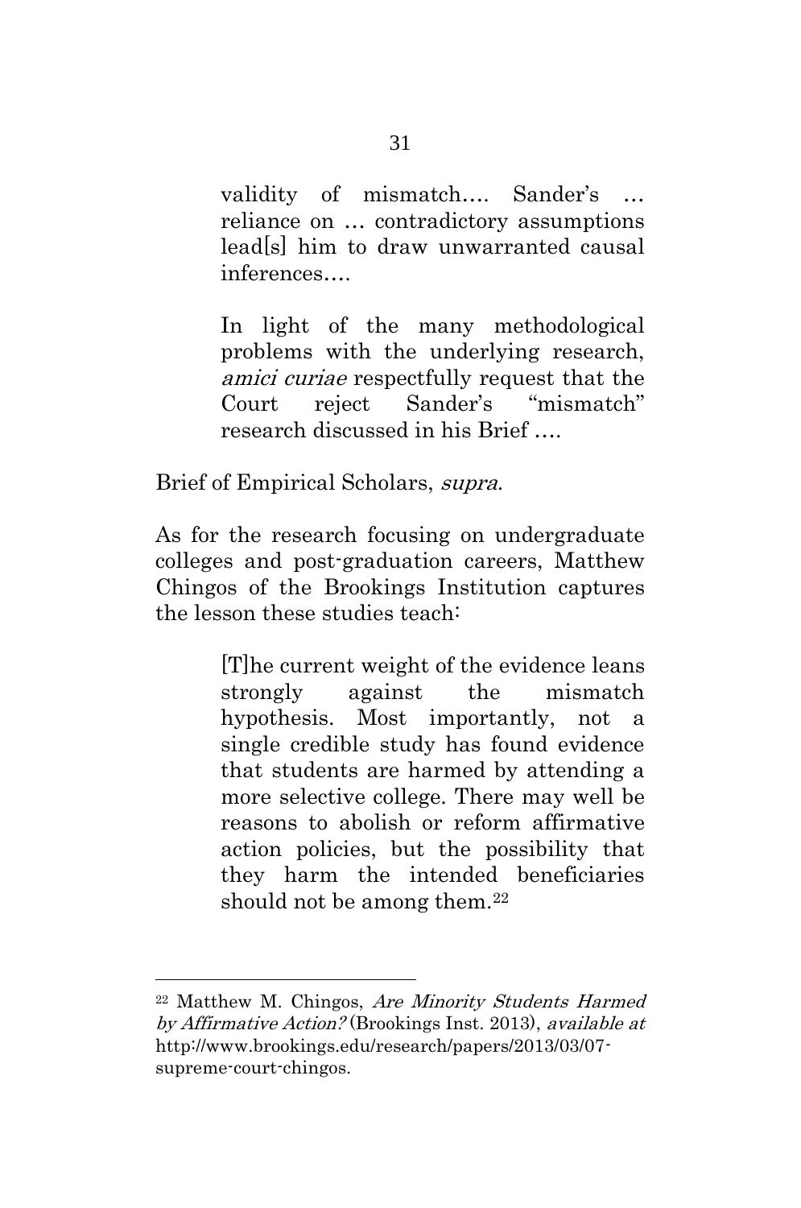> validity of mismatch…. Sander's … reliance on … contradictory assumptions lead[s] him to draw unwarranted causal inferences….
>
> In light of the many methodological problems with the underlying research, *amici curiae* respectfully request that the Court reject Sander's "mismatch" research discussed in his Brief ….

Brief of Empirical Scholars, *supra*.

As for the research focusing on undergraduate colleges and post-graduation careers, Matthew Chingos of the Brookings Institution captures the lesson these studies teach:

> [T]he current weight of the evidence leans strongly against the mismatch hypothesis. Most importantly, not a single credible study has found evidence that students are harmed by attending a more selective college. There may well be reasons to abolish or reform affirmative action policies, but the possibility that they harm the intended beneficiaries should not be among them.[22]

---

[22] Matthew M. Chingos, *Are Minority Students Harmed by Affirmative Action?* (Brookings Inst. 2013), *available at* http://www.brookings.edu/research/papers/2013/03/07-supreme-court-chingos.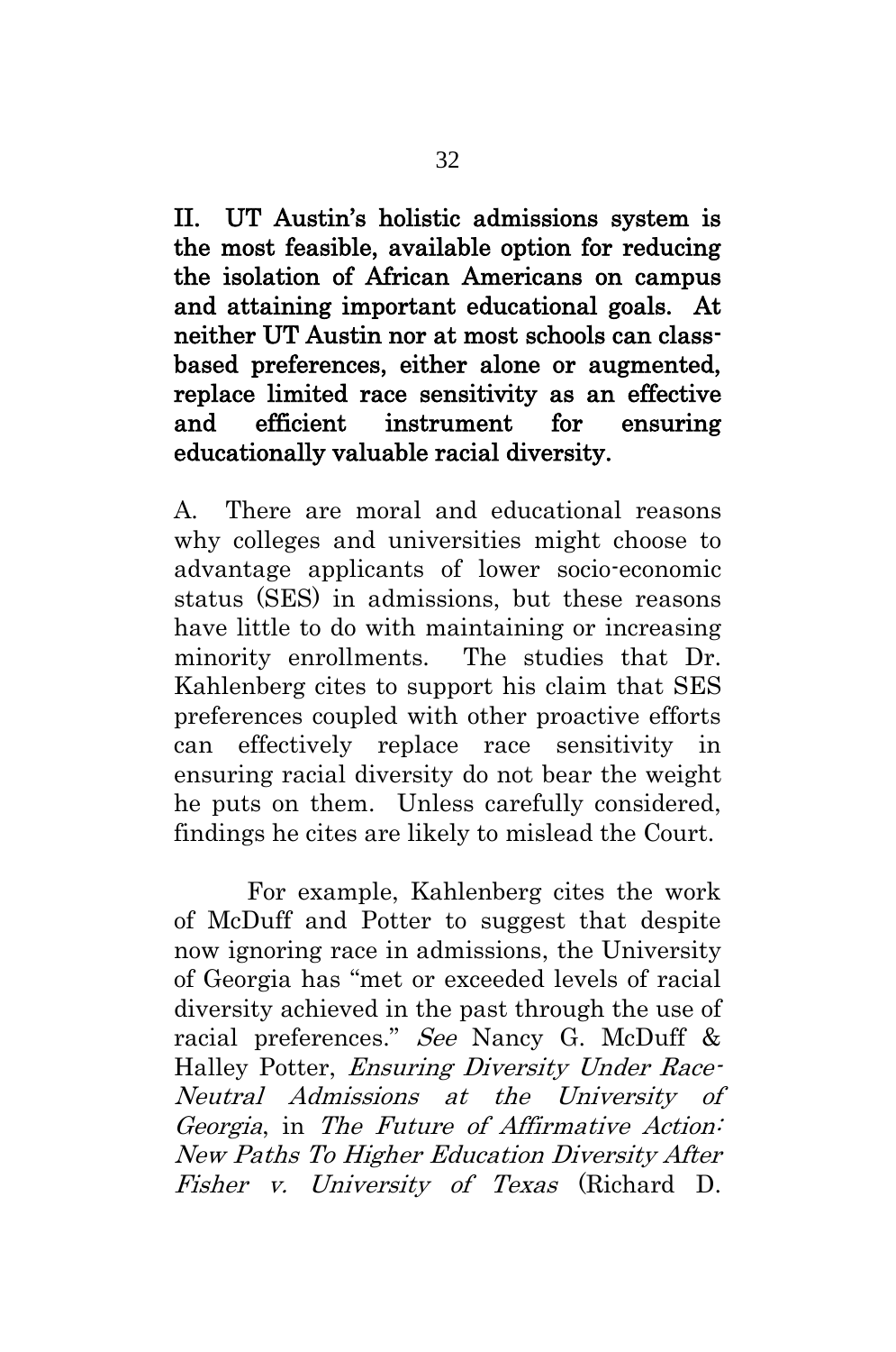## II. UT Austin's holistic admissions system is the most feasible, available option for reducing the isolation of African Americans on campus and attaining important educational goals. At neither UT Austin nor at most schools can class-based preferences, either alone or augmented, replace limited race sensitivity as an effective and efficient instrument for ensuring educationally valuable racial diversity.

A. There are moral and educational reasons why colleges and universities might choose to advantage applicants of lower socio-economic status (SES) in admissions, but these reasons have little to do with maintaining or increasing minority enrollments. The studies that Dr. Kahlenberg cites to support his claim that SES preferences coupled with other proactive efforts can effectively replace race sensitivity in ensuring racial diversity do not bear the weight he puts on them. Unless carefully considered, findings he cites are likely to mislead the Court.

For example, Kahlenberg cites the work of McDuff and Potter to suggest that despite now ignoring race in admissions, the University of Georgia has "met or exceeded levels of racial diversity achieved in the past through the use of racial preferences." *See* Nancy G. McDuff & Halley Potter, *Ensuring Diversity Under Race-Neutral Admissions at the University of Georgia*, in *The Future of Affirmative Action: New Paths To Higher Education Diversity After Fisher v. University of Texas* (Richard D.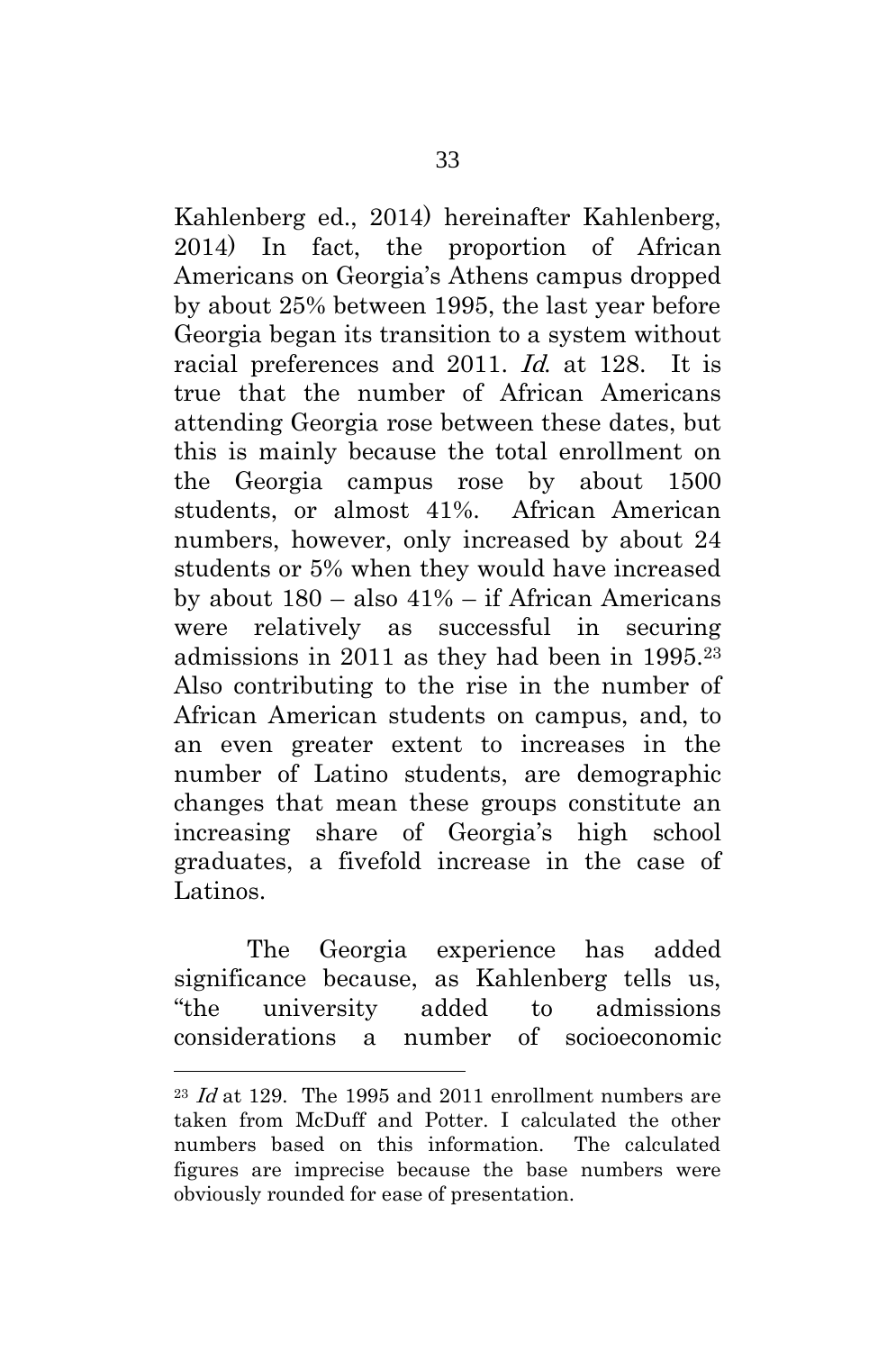Kahlenberg ed., 2014) hereinafter Kahlenberg, 2014) In fact, the proportion of African Americans on Georgia's Athens campus dropped by about 25% between 1995, the last year before Georgia began its transition to a system without racial preferences and 2011. *Id.* at 128. It is true that the number of African Americans attending Georgia rose between these dates, but this is mainly because the total enrollment on the Georgia campus rose by about 1500 students, or almost 41%. African American numbers, however, only increased by about 24 students or 5% when they would have increased by about 180 – also 41% – if African Americans were relatively as successful in securing admissions in 2011 as they had been in 1995.[23] Also contributing to the rise in the number of African American students on campus, and, to an even greater extent to increases in the number of Latino students, are demographic changes that mean these groups constitute an increasing share of Georgia's high school graduates, a fivefold increase in the case of Latinos.

The Georgia experience has added significance because, as Kahlenberg tells us, "the university added to admissions considerations a number of socioeconomic

---

[23] *Id* at 129. The 1995 and 2011 enrollment numbers are taken from McDuff and Potter. I calculated the other numbers based on this information. The calculated figures are imprecise because the base numbers were obviously rounded for ease of presentation.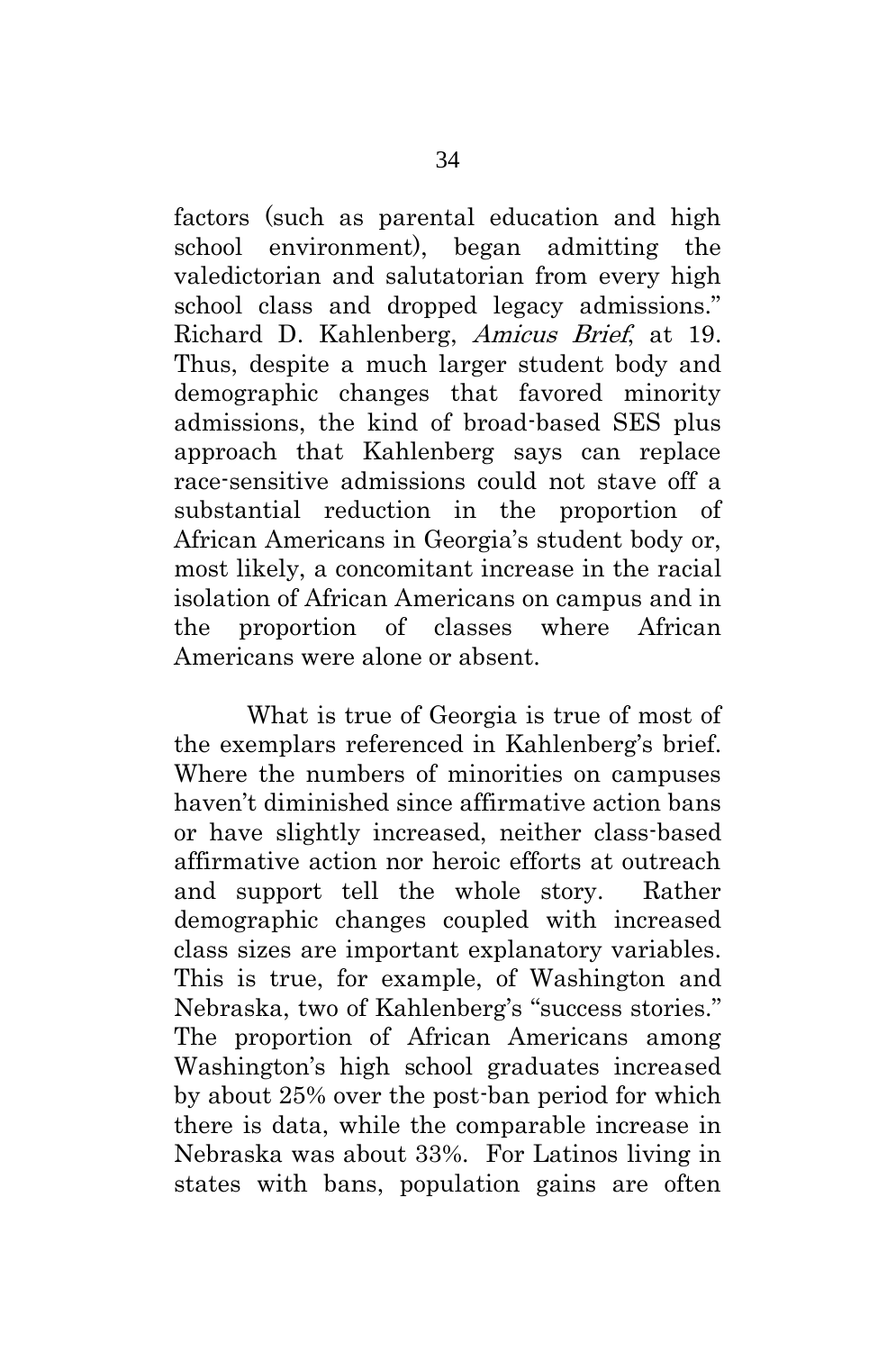factors (such as parental education and high school environment), began admitting the valedictorian and salutatorian from every high school class and dropped legacy admissions." Richard D. Kahlenberg, *Amicus Brief*, at 19. Thus, despite a much larger student body and demographic changes that favored minority admissions, the kind of broad-based SES plus approach that Kahlenberg says can replace race-sensitive admissions could not stave off a substantial reduction in the proportion of African Americans in Georgia's student body or, most likely, a concomitant increase in the racial isolation of African Americans on campus and in the proportion of classes where African Americans were alone or absent.

What is true of Georgia is true of most of the exemplars referenced in Kahlenberg's brief. Where the numbers of minorities on campuses haven't diminished since affirmative action bans or have slightly increased, neither class-based affirmative action nor heroic efforts at outreach and support tell the whole story. Rather demographic changes coupled with increased class sizes are important explanatory variables. This is true, for example, of Washington and Nebraska, two of Kahlenberg's "success stories." The proportion of African Americans among Washington's high school graduates increased by about 25% over the post-ban period for which there is data, while the comparable increase in Nebraska was about 33%. For Latinos living in states with bans, population gains are often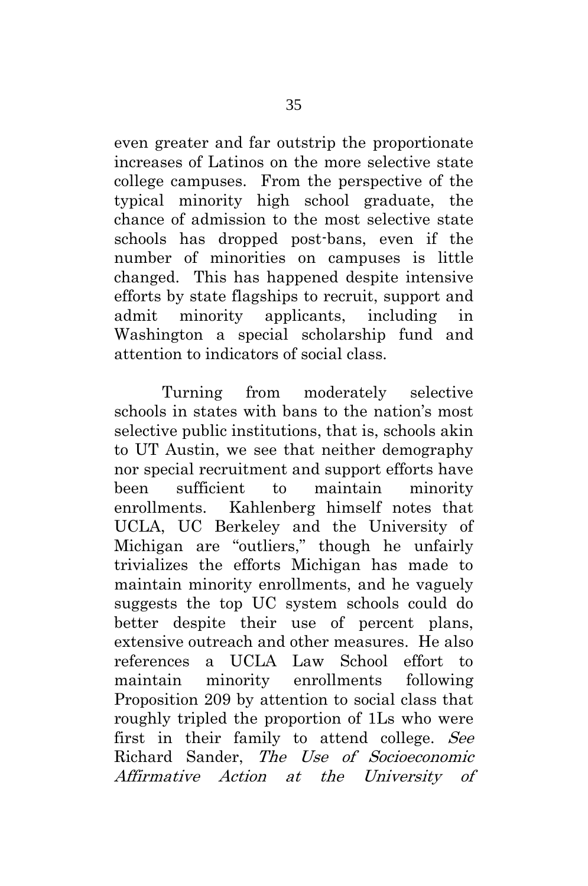even greater and far outstrip the proportionate increases of Latinos on the more selective state college campuses. From the perspective of the typical minority high school graduate, the chance of admission to the most selective state schools has dropped post-bans, even if the number of minorities on campuses is little changed. This has happened despite intensive efforts by state flagships to recruit, support and admit minority applicants, including in Washington a special scholarship fund and attention to indicators of social class.

Turning from moderately selective schools in states with bans to the nation's most selective public institutions, that is, schools akin to UT Austin, we see that neither demography nor special recruitment and support efforts have been sufficient to maintain minority enrollments. Kahlenberg himself notes that UCLA, UC Berkeley and the University of Michigan are "outliers," though he unfairly trivializes the efforts Michigan has made to maintain minority enrollments, and he vaguely suggests the top UC system schools could do better despite their use of percent plans, extensive outreach and other measures. He also references a UCLA Law School effort to maintain minority enrollments following Proposition 209 by attention to social class that roughly tripled the proportion of 1Ls who were first in their family to attend college. *See* Richard Sander, *The Use of Socioeconomic Affirmative Action at the University of*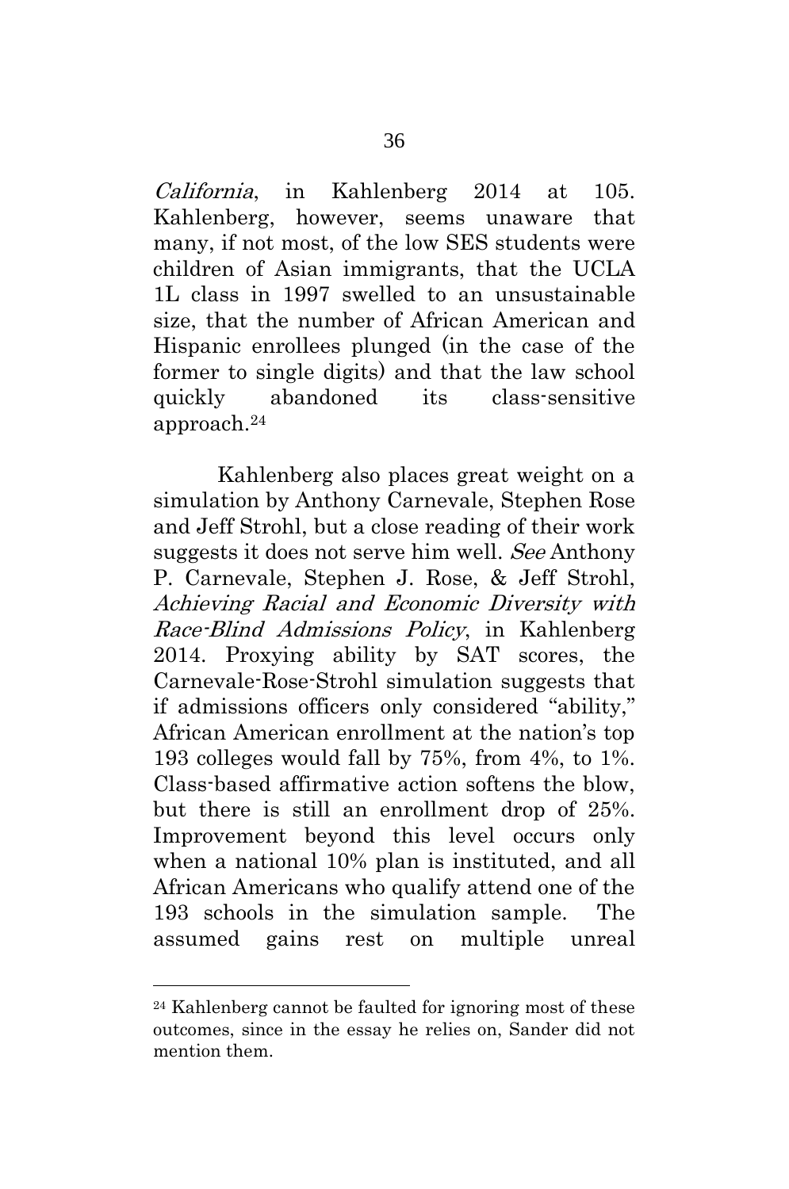*California*, in Kahlenberg 2014 at 105. Kahlenberg, however, seems unaware that many, if not most, of the low SES students were children of Asian immigrants, that the UCLA 1L class in 1997 swelled to an unsustainable size, that the number of African American and Hispanic enrollees plunged (in the case of the former to single digits) and that the law school quickly abandoned its class-sensitive approach.[24]

Kahlenberg also places great weight on a simulation by Anthony Carnevale, Stephen Rose and Jeff Strohl, but a close reading of their work suggests it does not serve him well. *See* Anthony P. Carnevale, Stephen J. Rose, & Jeff Strohl, *Achieving Racial and Economic Diversity with Race-Blind Admissions Policy*, in Kahlenberg 2014. Proxying ability by SAT scores, the Carnevale-Rose-Strohl simulation suggests that if admissions officers only considered "ability," African American enrollment at the nation's top 193 colleges would fall by 75%, from 4%, to 1%. Class-based affirmative action softens the blow, but there is still an enrollment drop of 25%. Improvement beyond this level occurs only when a national 10% plan is instituted, and all African Americans who qualify attend one of the 193 schools in the simulation sample. The assumed gains rest on multiple unreal

---

[24] Kahlenberg cannot be faulted for ignoring most of these outcomes, since in the essay he relies on, Sander did not mention them.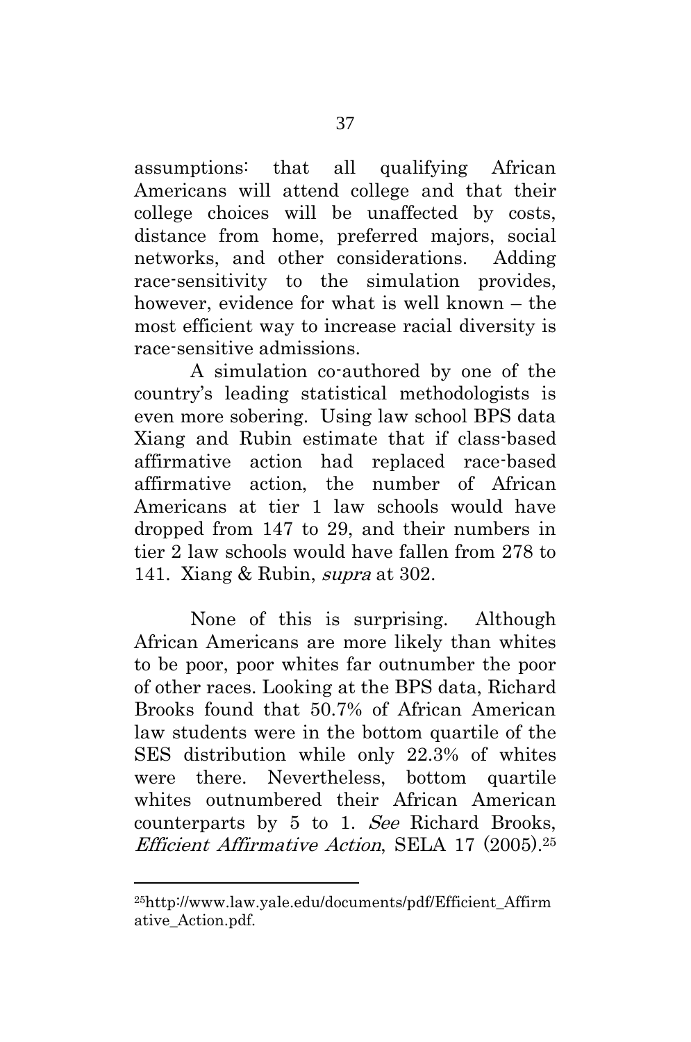assumptions: that all qualifying African Americans will attend college and that their college choices will be unaffected by costs, distance from home, preferred majors, social networks, and other considerations. Adding race-sensitivity to the simulation provides, however, evidence for what is well known – the most efficient way to increase racial diversity is race-sensitive admissions.

A simulation co-authored by one of the country's leading statistical methodologists is even more sobering. Using law school BPS data Xiang and Rubin estimate that if class-based affirmative action had replaced race-based affirmative action, the number of African Americans at tier 1 law schools would have dropped from 147 to 29, and their numbers in tier 2 law schools would have fallen from 278 to 141. Xiang & Rubin, *supra* at 302.

None of this is surprising. Although African Americans are more likely than whites to be poor, poor whites far outnumber the poor of other races. Looking at the BPS data, Richard Brooks found that 50.7% of African American law students were in the bottom quartile of the SES distribution while only 22.3% of whites were there. Nevertheless, bottom quartile whites outnumbered their African American counterparts by 5 to 1. *See* Richard Brooks, *Efficient Affirmative Action*, SELA 17 (2005).[25]

---

[25]http://www.law.yale.edu/documents/pdf/Efficient_Affirmative_Action.pdf.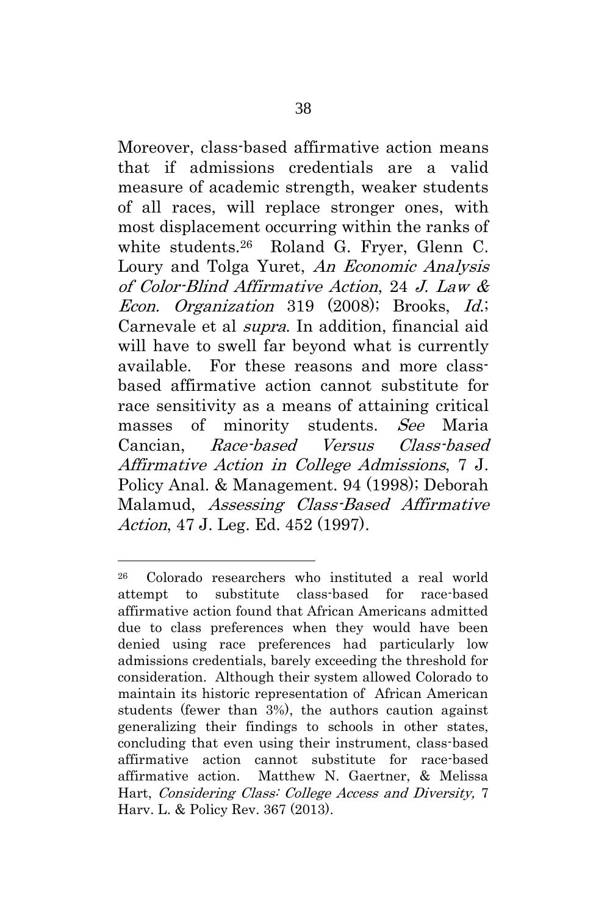Moreover, class-based affirmative action means that if admissions credentials are a valid measure of academic strength, weaker students of all races, will replace stronger ones, with most displacement occurring within the ranks of white students.[26] Roland G. Fryer, Glenn C. Loury and Tolga Yuret, *An Economic Analysis of Color-Blind Affirmative Action*, 24 *J. Law & Econ. Organization* 319 (2008); Brooks, *Id.*; Carnevale et al *supra*. In addition, financial aid will have to swell far beyond what is currently available. For these reasons and more class-based affirmative action cannot substitute for race sensitivity as a means of attaining critical masses of minority students. *See* Maria Cancian, *Race-based Versus Class-based Affirmative Action in College Admissions*, 7 J. Policy Anal. & Management. 94 (1998); Deborah Malamud, *Assessing Class-Based Affirmative Action*, 47 J. Leg. Ed. 452 (1997).

---

[26] Colorado researchers who instituted a real world attempt to substitute class-based for race-based affirmative action found that African Americans admitted due to class preferences when they would have been denied using race preferences had particularly low admissions credentials, barely exceeding the threshold for consideration. Although their system allowed Colorado to maintain its historic representation of African American students (fewer than 3%), the authors caution against generalizing their findings to schools in other states, concluding that even using their instrument, class-based affirmative action cannot substitute for race-based affirmative action. Matthew N. Gaertner, & Melissa Hart, *Considering Class: College Access and Diversity,* 7 Harv. L. & Policy Rev. 367 (2013).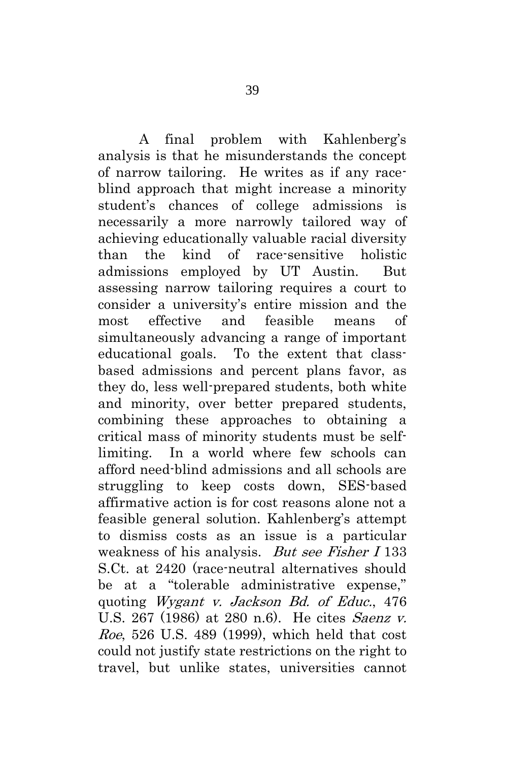A final problem with Kahlenberg's analysis is that he misunderstands the concept of narrow tailoring. He writes as if any race-blind approach that might increase a minority student's chances of college admissions is necessarily a more narrowly tailored way of achieving educationally valuable racial diversity than the kind of race-sensitive holistic admissions employed by UT Austin. But assessing narrow tailoring requires a court to consider a university's entire mission and the most effective and feasible means of simultaneously advancing a range of important educational goals. To the extent that class-based admissions and percent plans favor, as they do, less well-prepared students, both white and minority, over better prepared students, combining these approaches to obtaining a critical mass of minority students must be self-limiting. In a world where few schools can afford need-blind admissions and all schools are struggling to keep costs down, SES-based affirmative action is for cost reasons alone not a feasible general solution. Kahlenberg's attempt to dismiss costs as an issue is a particular weakness of his analysis. *But see Fisher I* 133 S.Ct. at 2420 (race-neutral alternatives should be at a "tolerable administrative expense," quoting *Wygant v. Jackson Bd. of Educ.*, 476 U.S. 267 (1986) at 280 n.6). He cites *Saenz v. Roe*, 526 U.S. 489 (1999), which held that cost could not justify state restrictions on the right to travel, but unlike states, universities cannot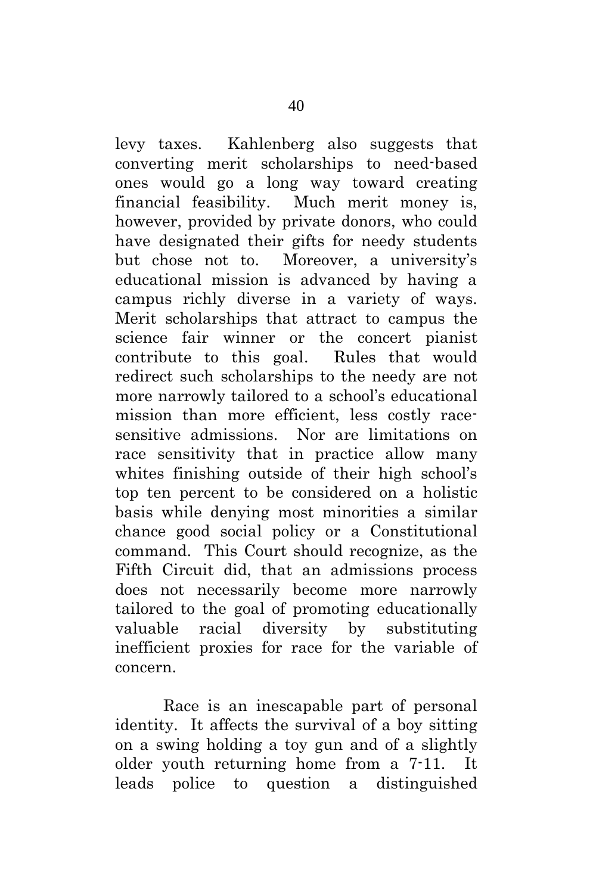levy taxes. Kahlenberg also suggests that converting merit scholarships to need-based ones would go a long way toward creating financial feasibility. Much merit money is, however, provided by private donors, who could have designated their gifts for needy students but chose not to. Moreover, a university's educational mission is advanced by having a campus richly diverse in a variety of ways. Merit scholarships that attract to campus the science fair winner or the concert pianist contribute to this goal. Rules that would redirect such scholarships to the needy are not more narrowly tailored to a school's educational mission than more efficient, less costly race-sensitive admissions. Nor are limitations on race sensitivity that in practice allow many whites finishing outside of their high school's top ten percent to be considered on a holistic basis while denying most minorities a similar chance good social policy or a Constitutional command. This Court should recognize, as the Fifth Circuit did, that an admissions process does not necessarily become more narrowly tailored to the goal of promoting educationally valuable racial diversity by substituting inefficient proxies for race for the variable of concern.

Race is an inescapable part of personal identity. It affects the survival of a boy sitting on a swing holding a toy gun and of a slightly older youth returning home from a 7-11. It leads police to question a distinguished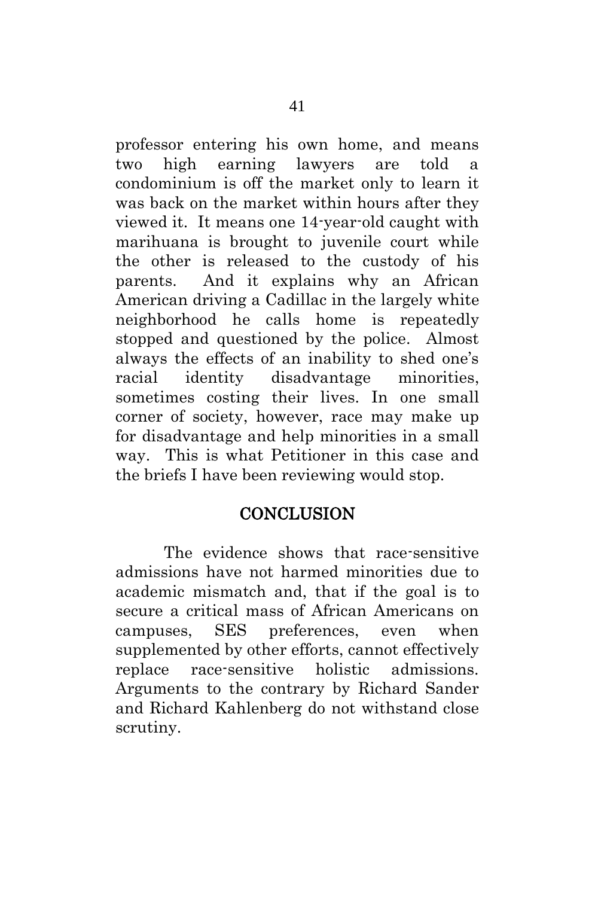professor entering his own home, and means two high earning lawyers are told a condominium is off the market only to learn it was back on the market within hours after they viewed it. It means one 14-year-old caught with marihuana is brought to juvenile court while the other is released to the custody of his parents. And it explains why an African American driving a Cadillac in the largely white neighborhood he calls home is repeatedly stopped and questioned by the police. Almost always the effects of an inability to shed one's racial identity disadvantage minorities, sometimes costing their lives. In one small corner of society, however, race may make up for disadvantage and help minorities in a small way. This is what Petitioner in this case and the briefs I have been reviewing would stop.

## CONCLUSION

The evidence shows that race-sensitive admissions have not harmed minorities due to academic mismatch and, that if the goal is to secure a critical mass of African Americans on campuses, SES preferences, even when supplemented by other efforts, cannot effectively replace race-sensitive holistic admissions. Arguments to the contrary by Richard Sander and Richard Kahlenberg do not withstand close scrutiny.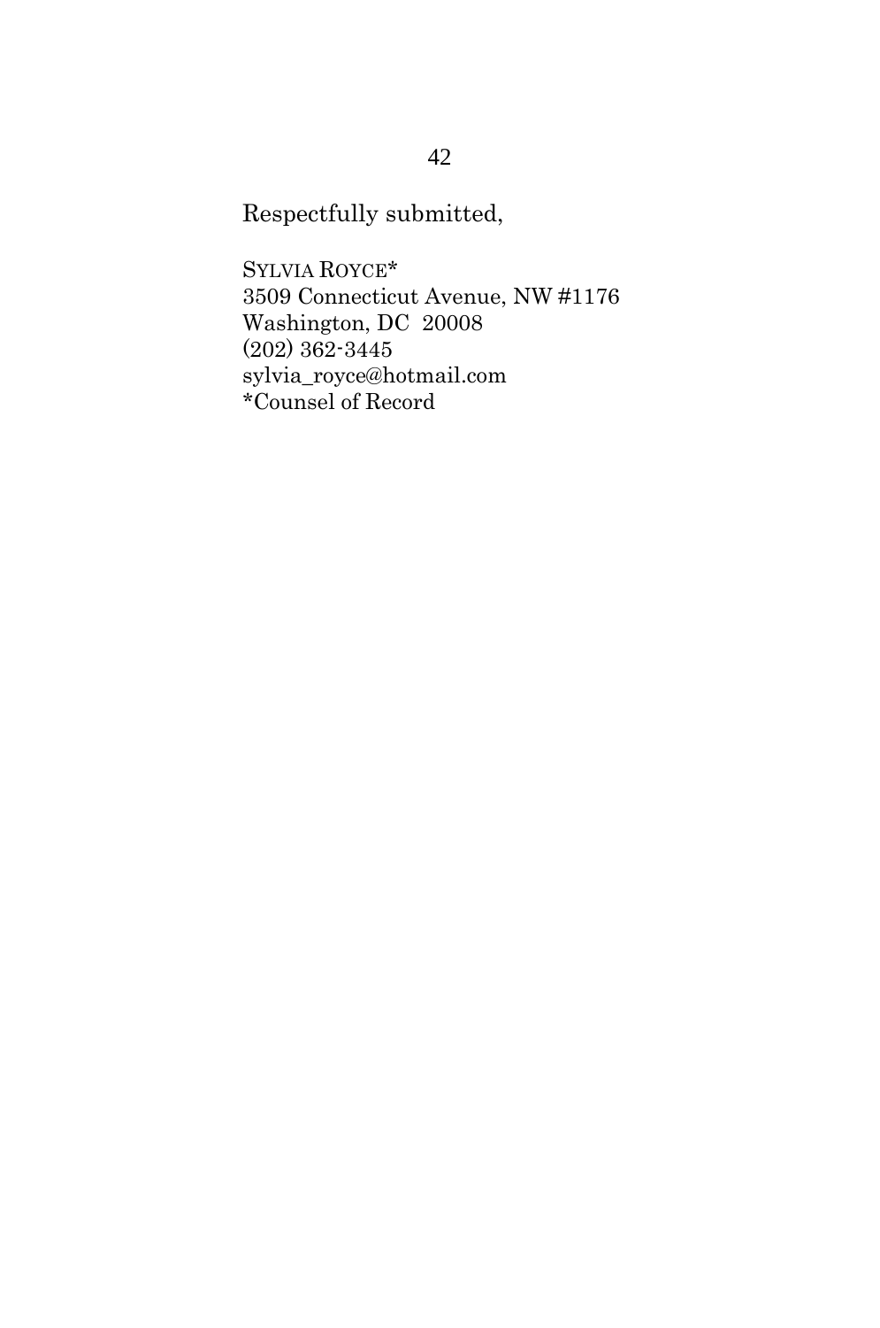Respectfully submitted,

SYLVIA ROYCE*
3509 Connecticut Avenue, NW #1176
Washington, DC 20008
(202) 362-3445
sylvia_royce@hotmail.com
*Counsel of Record